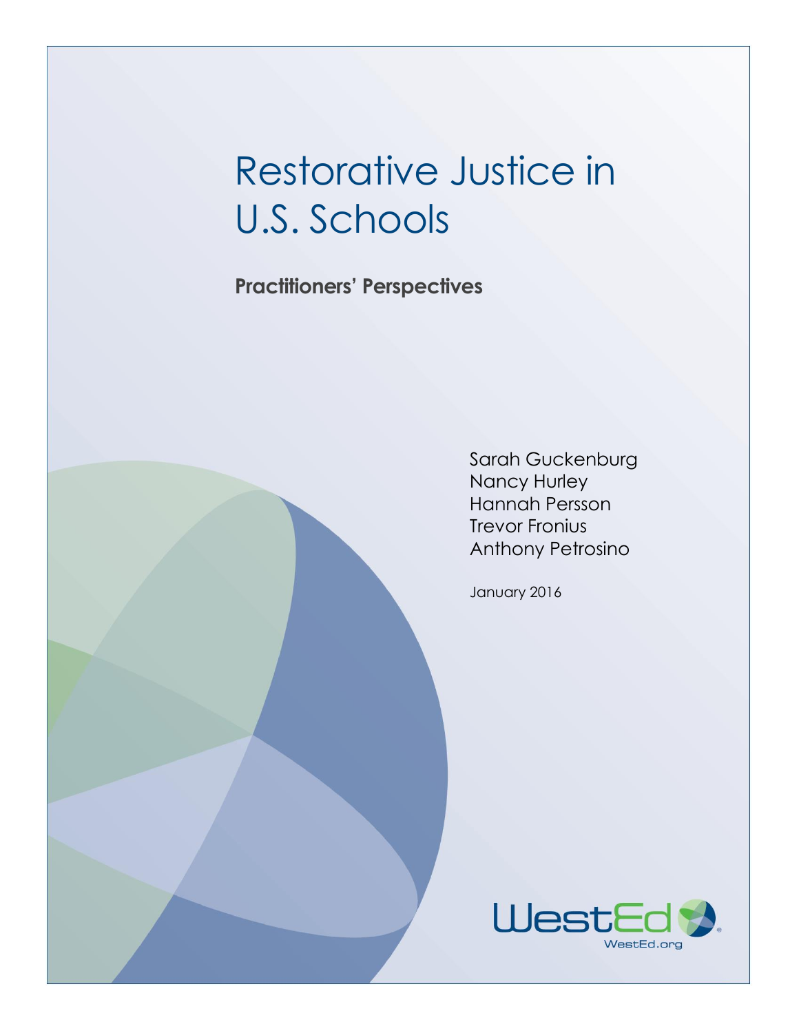# Restorative Justice in U.S. Schools

**Practitioners' Perspectives**

Sarah Guckenburg
Nancy Hurley
Hannah Persson
Trevor Fronius
Anthony Petrosino

January 2016

WestEd
WestEd.org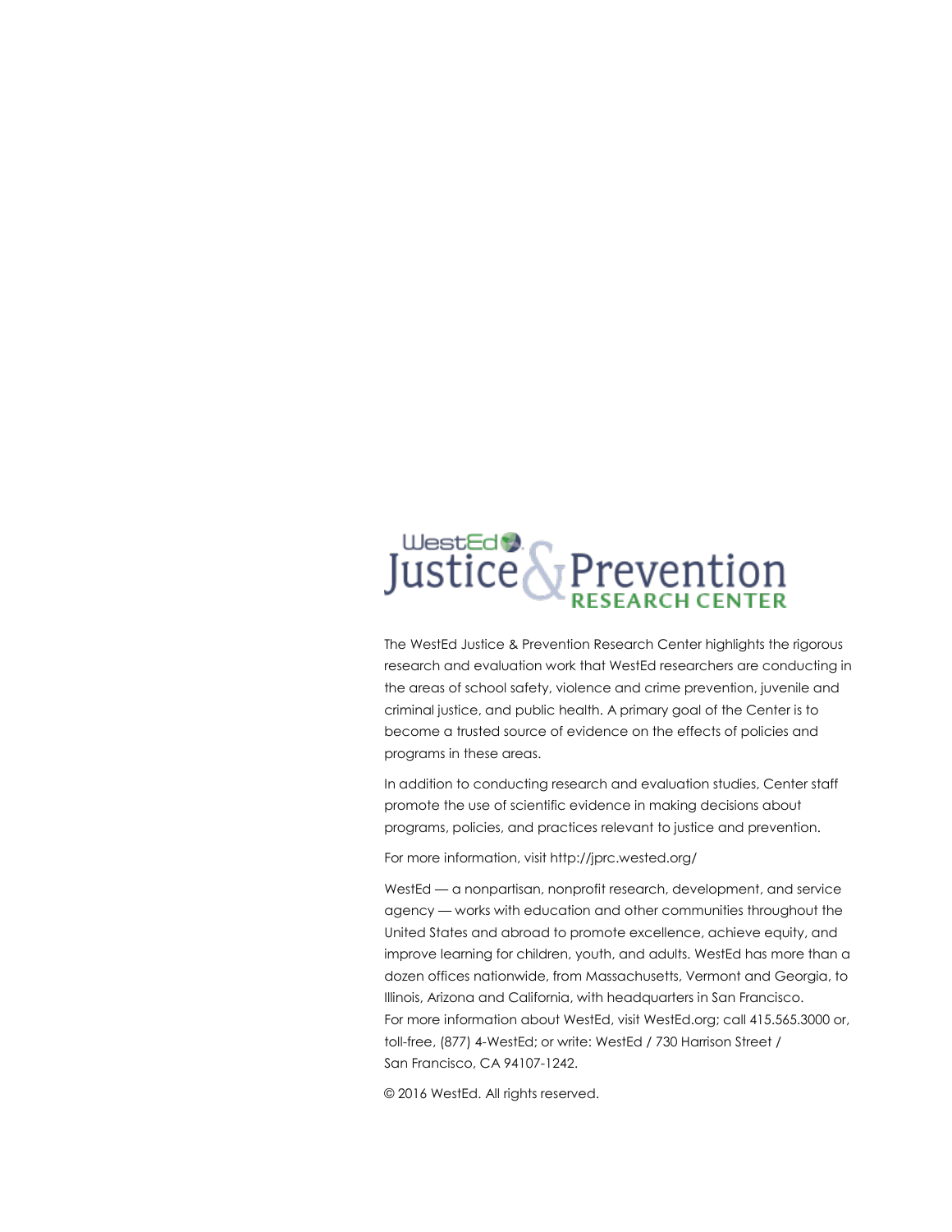WestEd Justice & Prevention RESEARCH CENTER

The WestEd Justice & Prevention Research Center highlights the rigorous research and evaluation work that WestEd researchers are conducting in the areas of school safety, violence and crime prevention, juvenile and criminal justice, and public health. A primary goal of the Center is to become a trusted source of evidence on the effects of policies and programs in these areas.

In addition to conducting research and evaluation studies, Center staff promote the use of scientific evidence in making decisions about programs, policies, and practices relevant to justice and prevention.

For more information, visit http://jprc.wested.org/

WestEd — a nonpartisan, nonprofit research, development, and service agency — works with education and other communities throughout the United States and abroad to promote excellence, achieve equity, and improve learning for children, youth, and adults. WestEd has more than a dozen offices nationwide, from Massachusetts, Vermont and Georgia, to Illinois, Arizona and California, with headquarters in San Francisco. For more information about WestEd, visit WestEd.org; call 415.565.3000 or, toll-free, (877) 4-WestEd; or write: WestEd / 730 Harrison Street / San Francisco, CA 94107-1242.

© 2016 WestEd. All rights reserved.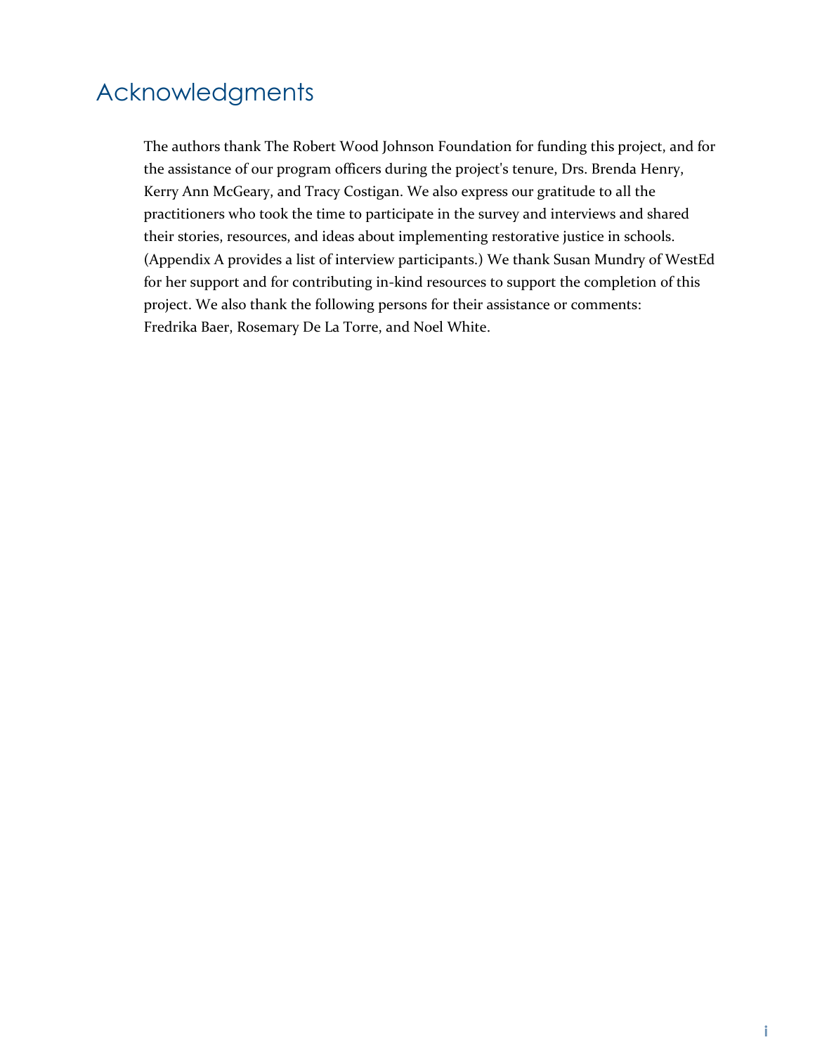# Acknowledgments

The authors thank The Robert Wood Johnson Foundation for funding this project, and for the assistance of our program officers during the project's tenure, Drs. Brenda Henry, Kerry Ann McGeary, and Tracy Costigan. We also express our gratitude to all the practitioners who took the time to participate in the survey and interviews and shared their stories, resources, and ideas about implementing restorative justice in schools. (Appendix A provides a list of interview participants.) We thank Susan Mundry of WestEd for her support and for contributing in-kind resources to support the completion of this project. We also thank the following persons for their assistance or comments: Fredrika Baer, Rosemary De La Torre, and Noel White.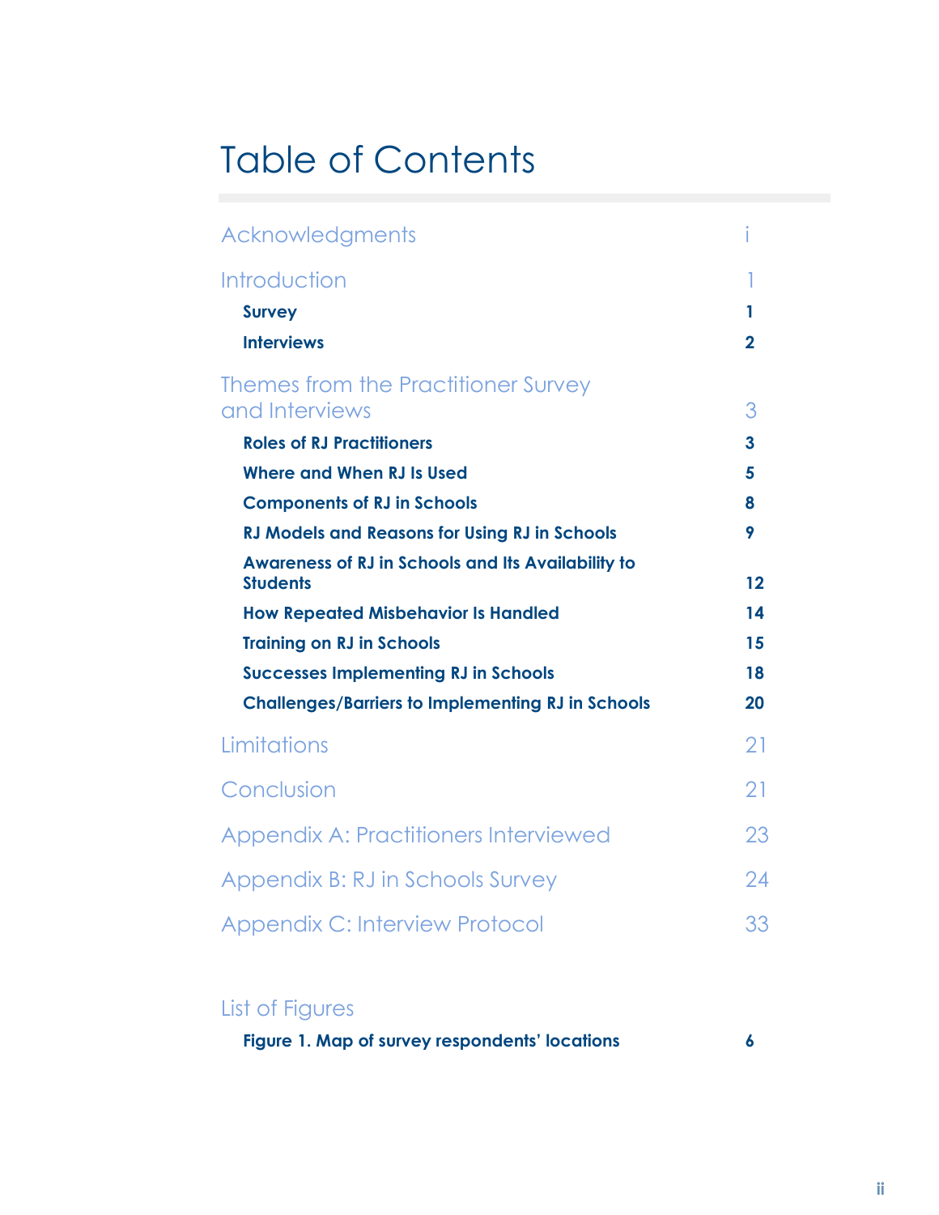# Table of Contents

| | |
|---|---|
| Acknowledgments | i |
| Introduction | 1 |
| **Survey** | **1** |
| **Interviews** | **2** |
| Themes from the Practitioner Survey and Interviews | 3 |
| **Roles of RJ Practitioners** | **3** |
| **Where and When RJ Is Used** | **5** |
| **Components of RJ in Schools** | **8** |
| **RJ Models and Reasons for Using RJ in Schools** | **9** |
| **Awareness of RJ in Schools and Its Availability to Students** | **12** |
| **How Repeated Misbehavior Is Handled** | **14** |
| **Training on RJ in Schools** | **15** |
| **Successes Implementing RJ in Schools** | **18** |
| **Challenges/Barriers to Implementing RJ in Schools** | **20** |
| Limitations | 21 |
| Conclusion | 21 |
| Appendix A: Practitioners Interviewed | 23 |
| Appendix B: RJ in Schools Survey | 24 |
| Appendix C: Interview Protocol | 33 |

## List of Figures

| | |
|---|---|
| **Figure 1. Map of survey respondents' locations** | **6** |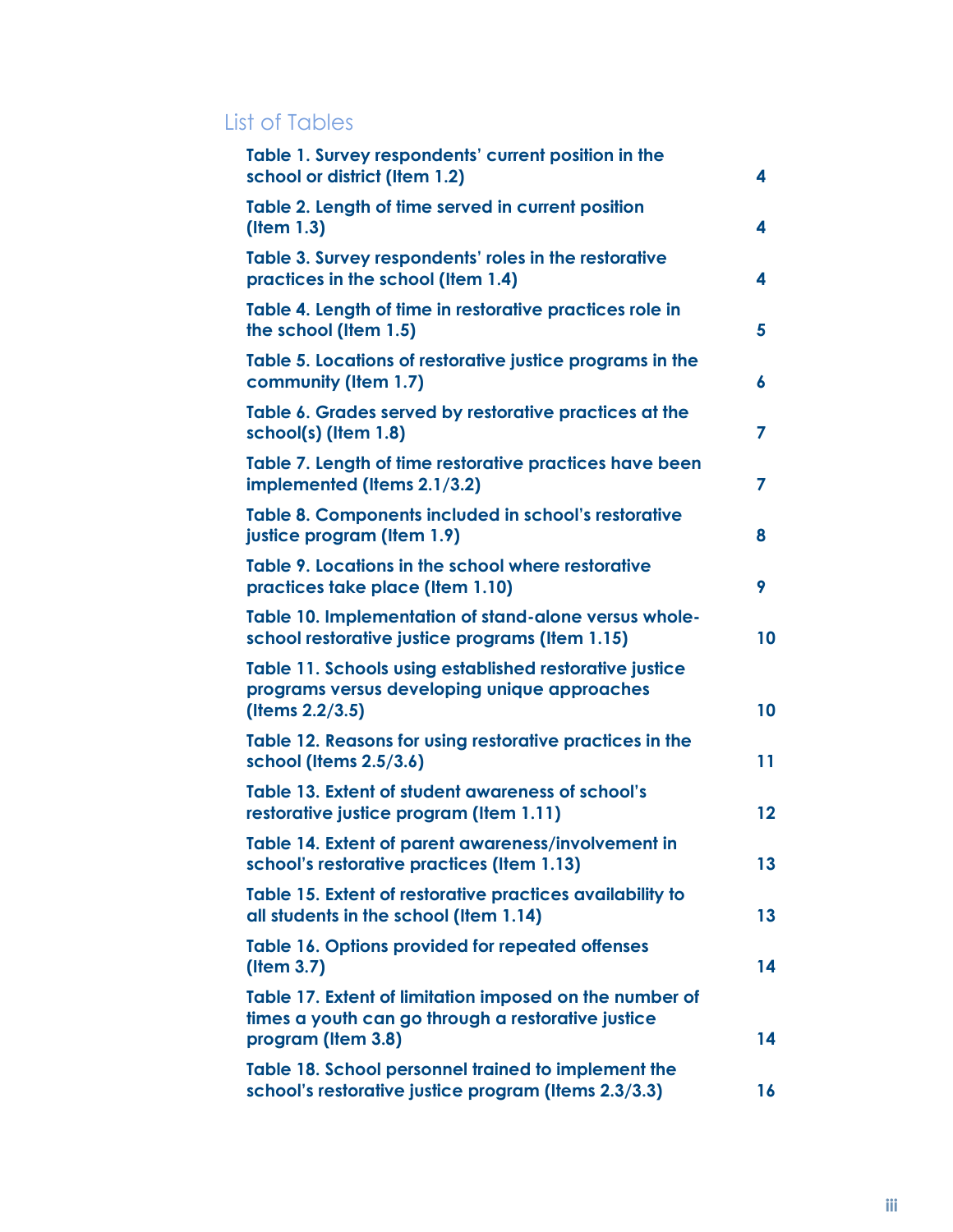## List of Tables

| | |
|---|---|
| **Table 1. Survey respondents' current position in the school or district (Item 1.2)** | **4** |
| **Table 2. Length of time served in current position (Item 1.3)** | **4** |
| **Table 3. Survey respondents' roles in the restorative practices in the school (Item 1.4)** | **4** |
| **Table 4. Length of time in restorative practices role in the school (Item 1.5)** | **5** |
| **Table 5. Locations of restorative justice programs in the community (Item 1.7)** | **6** |
| **Table 6. Grades served by restorative practices at the school(s) (Item 1.8)** | **7** |
| **Table 7. Length of time restorative practices have been implemented (Items 2.1/3.2)** | **7** |
| **Table 8. Components included in school's restorative justice program (Item 1.9)** | **8** |
| **Table 9. Locations in the school where restorative practices take place (Item 1.10)** | **9** |
| **Table 10. Implementation of stand-alone versus whole-school restorative justice programs (Item 1.15)** | **10** |
| **Table 11. Schools using established restorative justice programs versus developing unique approaches (Items 2.2/3.5)** | **10** |
| **Table 12. Reasons for using restorative practices in the school (Items 2.5/3.6)** | **11** |
| **Table 13. Extent of student awareness of school's restorative justice program (Item 1.11)** | **12** |
| **Table 14. Extent of parent awareness/involvement in school's restorative practices (Item 1.13)** | **13** |
| **Table 15. Extent of restorative practices availability to all students in the school (Item 1.14)** | **13** |
| **Table 16. Options provided for repeated offenses (Item 3.7)** | **14** |
| **Table 17. Extent of limitation imposed on the number of times a youth can go through a restorative justice program (Item 3.8)** | **14** |
| **Table 18. School personnel trained to implement the school's restorative justice program (Items 2.3/3.3)** | **16** |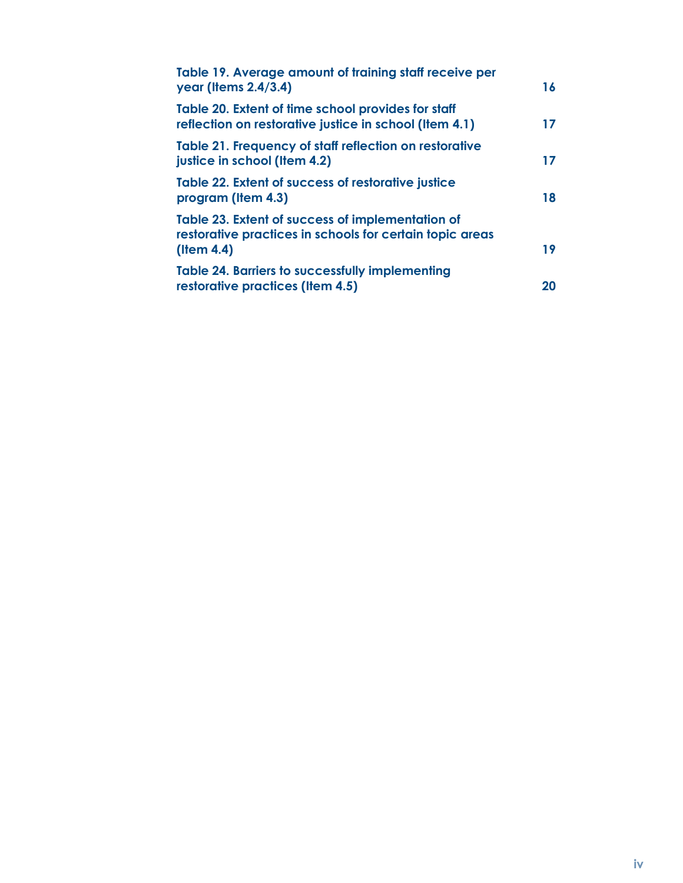| | |
|---|---|
| **Table 19. Average amount of training staff receive per year (Items 2.4/3.4)** | **16** |
| **Table 20. Extent of time school provides for staff reflection on restorative justice in school (Item 4.1)** | **17** |
| **Table 21. Frequency of staff reflection on restorative justice in school (Item 4.2)** | **17** |
| **Table 22. Extent of success of restorative justice program (Item 4.3)** | **18** |
| **Table 23. Extent of success of implementation of restorative practices in schools for certain topic areas (Item 4.4)** | **19** |
| **Table 24. Barriers to successfully implementing restorative practices (Item 4.5)** | **20** |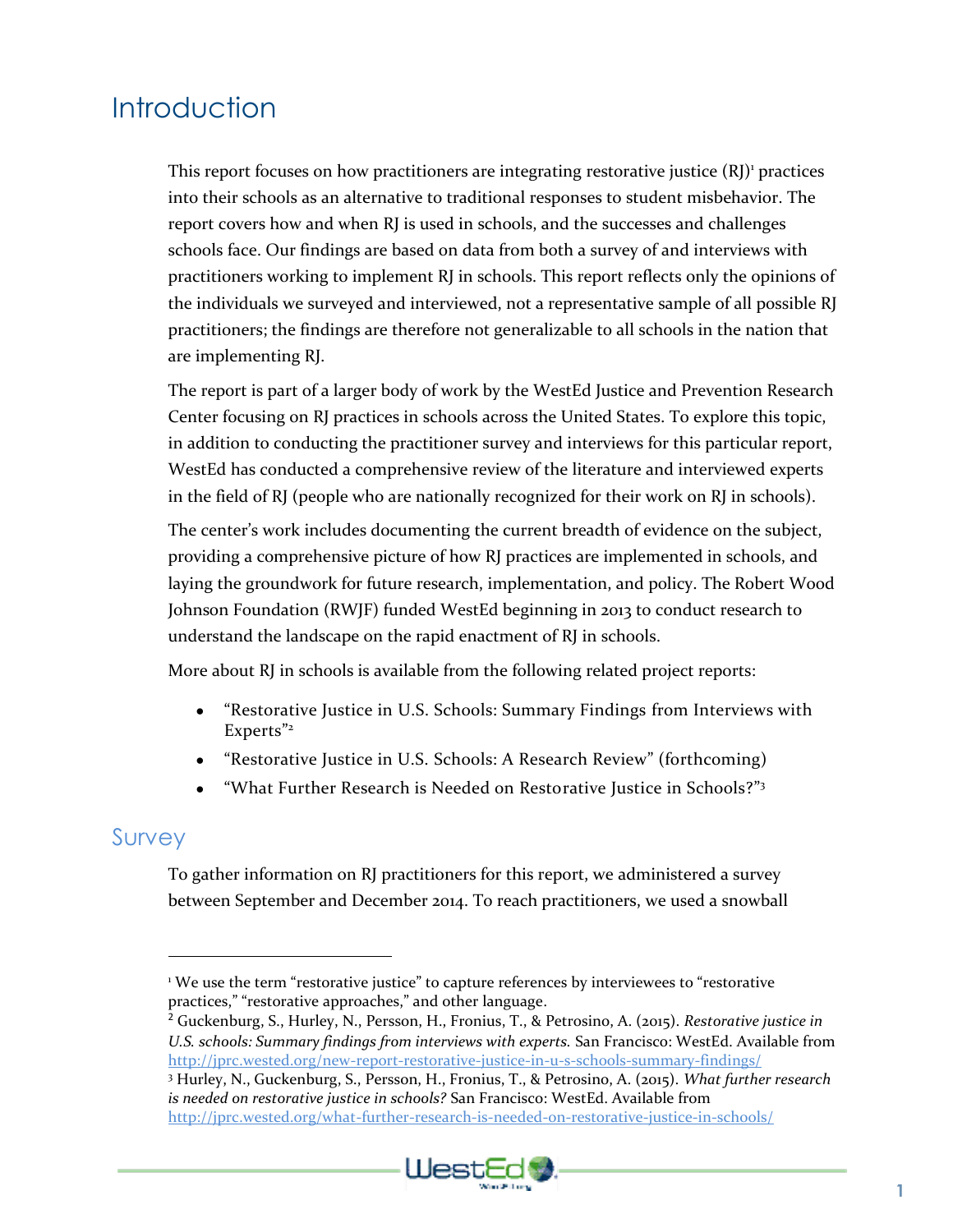# Introduction

This report focuses on how practitioners are integrating restorative justice (RJ)[1] practices into their schools as an alternative to traditional responses to student misbehavior. The report covers how and when RJ is used in schools, and the successes and challenges schools face. Our findings are based on data from both a survey of and interviews with practitioners working to implement RJ in schools. This report reflects only the opinions of the individuals we surveyed and interviewed, not a representative sample of all possible RJ practitioners; the findings are therefore not generalizable to all schools in the nation that are implementing RJ.

The report is part of a larger body of work by the WestEd Justice and Prevention Research Center focusing on RJ practices in schools across the United States. To explore this topic, in addition to conducting the practitioner survey and interviews for this particular report, WestEd has conducted a comprehensive review of the literature and interviewed experts in the field of RJ (people who are nationally recognized for their work on RJ in schools).

The center's work includes documenting the current breadth of evidence on the subject, providing a comprehensive picture of how RJ practices are implemented in schools, and laying the groundwork for future research, implementation, and policy. The Robert Wood Johnson Foundation (RWJF) funded WestEd beginning in 2013 to conduct research to understand the landscape on the rapid enactment of RJ in schools.

More about RJ in schools is available from the following related project reports:

- "Restorative Justice in U.S. Schools: Summary Findings from Interviews with Experts"[2]
- "Restorative Justice in U.S. Schools: A Research Review" (forthcoming)
- "What Further Research is Needed on Restorative Justice in Schools?"[3]

## Survey

To gather information on RJ practitioners for this report, we administered a survey between September and December 2014. To reach practitioners, we used a snowball

---

[1] We use the term "restorative justice" to capture references by interviewees to "restorative practices," "restorative approaches," and other language.

[2] Guckenburg, S., Hurley, N., Persson, H., Fronius, T., & Petrosino, A. (2015). *Restorative justice in U.S. schools: Summary findings from interviews with experts.* San Francisco: WestEd. Available from http://jprc.wested.org/new-report-restorative-justice-in-u-s-schools-summary-findings/

[3] Hurley, N., Guckenburg, S., Persson, H., Fronius, T., & Petrosino, A. (2015). *What further research is needed on restorative justice in schools?* San Francisco: WestEd. Available from http://jprc.wested.org/what-further-research-is-needed-on-restorative-justice-in-schools/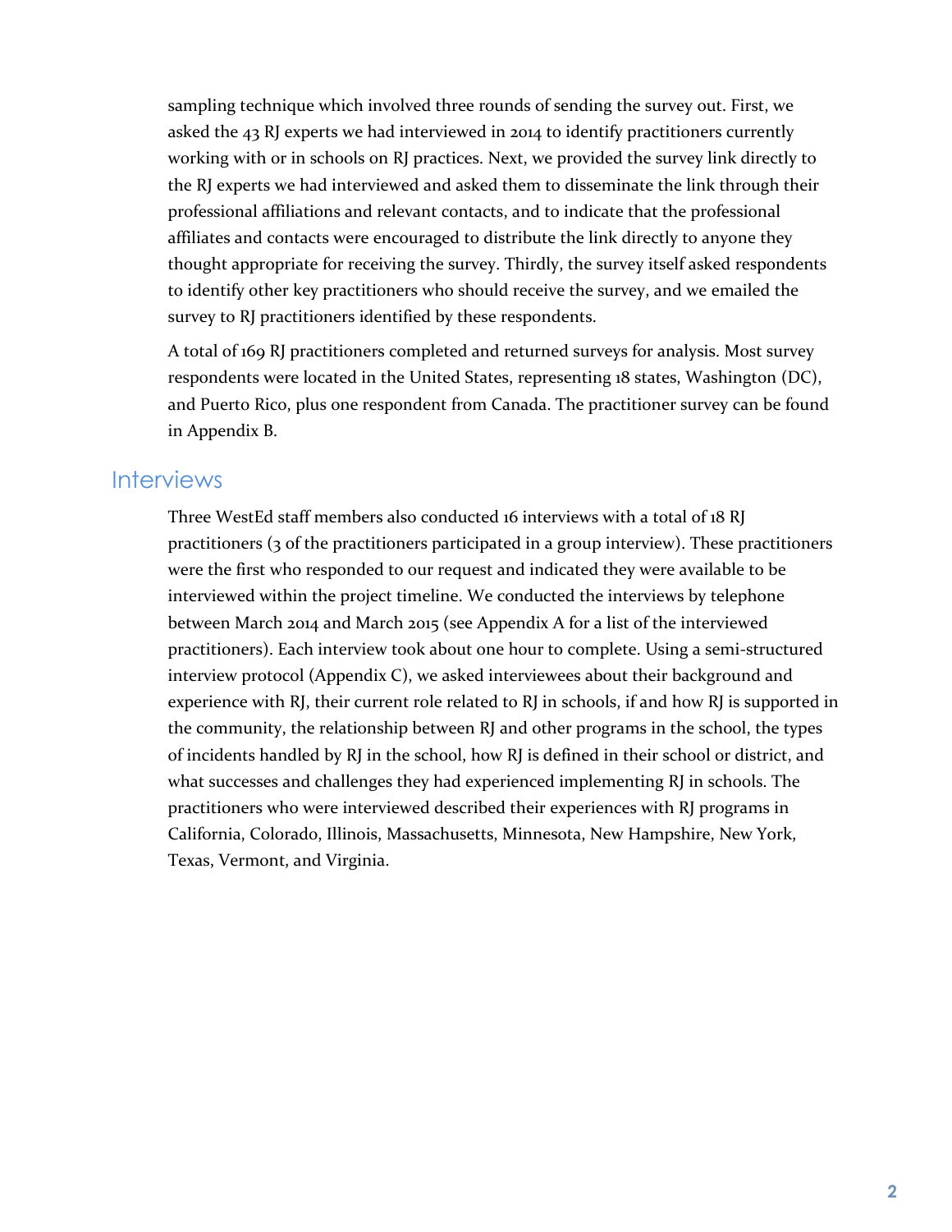sampling technique which involved three rounds of sending the survey out. First, we asked the 43 RJ experts we had interviewed in 2014 to identify practitioners currently working with or in schools on RJ practices. Next, we provided the survey link directly to the RJ experts we had interviewed and asked them to disseminate the link through their professional affiliations and relevant contacts, and to indicate that the professional affiliates and contacts were encouraged to distribute the link directly to anyone they thought appropriate for receiving the survey. Thirdly, the survey itself asked respondents to identify other key practitioners who should receive the survey, and we emailed the survey to RJ practitioners identified by these respondents.

A total of 169 RJ practitioners completed and returned surveys for analysis. Most survey respondents were located in the United States, representing 18 states, Washington (DC), and Puerto Rico, plus one respondent from Canada. The practitioner survey can be found in Appendix B.

## Interviews

Three WestEd staff members also conducted 16 interviews with a total of 18 RJ practitioners (3 of the practitioners participated in a group interview). These practitioners were the first who responded to our request and indicated they were available to be interviewed within the project timeline. We conducted the interviews by telephone between March 2014 and March 2015 (see Appendix A for a list of the interviewed practitioners). Each interview took about one hour to complete. Using a semi-structured interview protocol (Appendix C), we asked interviewees about their background and experience with RJ, their current role related to RJ in schools, if and how RJ is supported in the community, the relationship between RJ and other programs in the school, the types of incidents handled by RJ in the school, how RJ is defined in their school or district, and what successes and challenges they had experienced implementing RJ in schools. The practitioners who were interviewed described their experiences with RJ programs in California, Colorado, Illinois, Massachusetts, Minnesota, New Hampshire, New York, Texas, Vermont, and Virginia.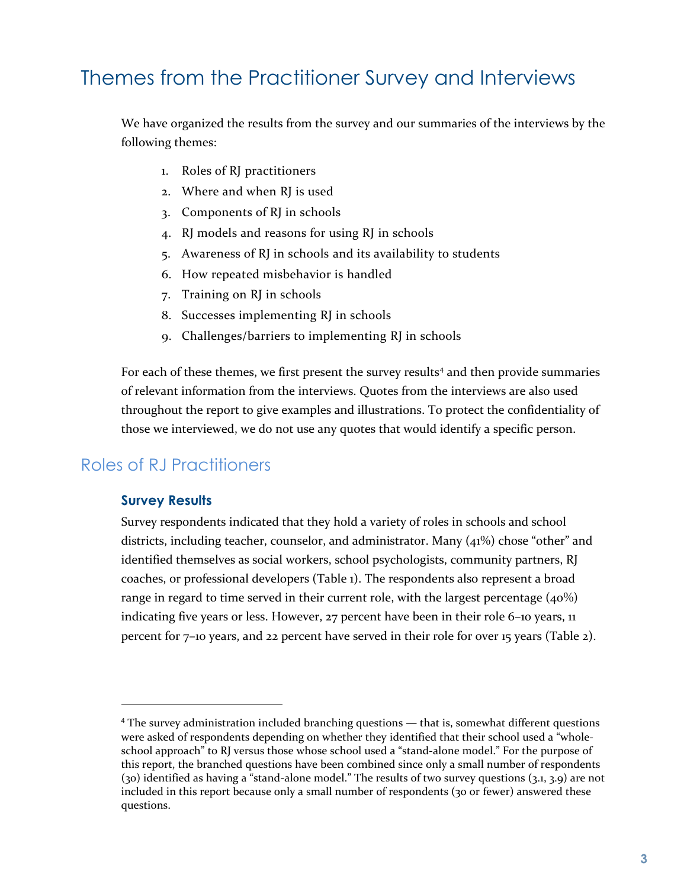# Themes from the Practitioner Survey and Interviews

We have organized the results from the survey and our summaries of the interviews by the following themes:

1. Roles of RJ practitioners
2. Where and when RJ is used
3. Components of RJ in schools
4. RJ models and reasons for using RJ in schools
5. Awareness of RJ in schools and its availability to students
6. How repeated misbehavior is handled
7. Training on RJ in schools
8. Successes implementing RJ in schools
9. Challenges/barriers to implementing RJ in schools

For each of these themes, we first present the survey results[4] and then provide summaries of relevant information from the interviews. Quotes from the interviews are also used throughout the report to give examples and illustrations. To protect the confidentiality of those we interviewed, we do not use any quotes that would identify a specific person.

## Roles of RJ Practitioners

### Survey Results

Survey respondents indicated that they hold a variety of roles in schools and school districts, including teacher, counselor, and administrator. Many (41%) chose "other" and identified themselves as social workers, school psychologists, community partners, RJ coaches, or professional developers (Table 1). The respondents also represent a broad range in regard to time served in their current role, with the largest percentage (40%) indicating five years or less. However, 27 percent have been in their role 6–10 years, 11 percent for 7–10 years, and 22 percent have served in their role for over 15 years (Table 2).

---

[4] The survey administration included branching questions — that is, somewhat different questions were asked of respondents depending on whether they identified that their school used a "whole-school approach" to RJ versus those whose school used a "stand-alone model." For the purpose of this report, the branched questions have been combined since only a small number of respondents (30) identified as having a "stand-alone model." The results of two survey questions (3.1, 3.9) are not included in this report because only a small number of respondents (30 or fewer) answered these questions.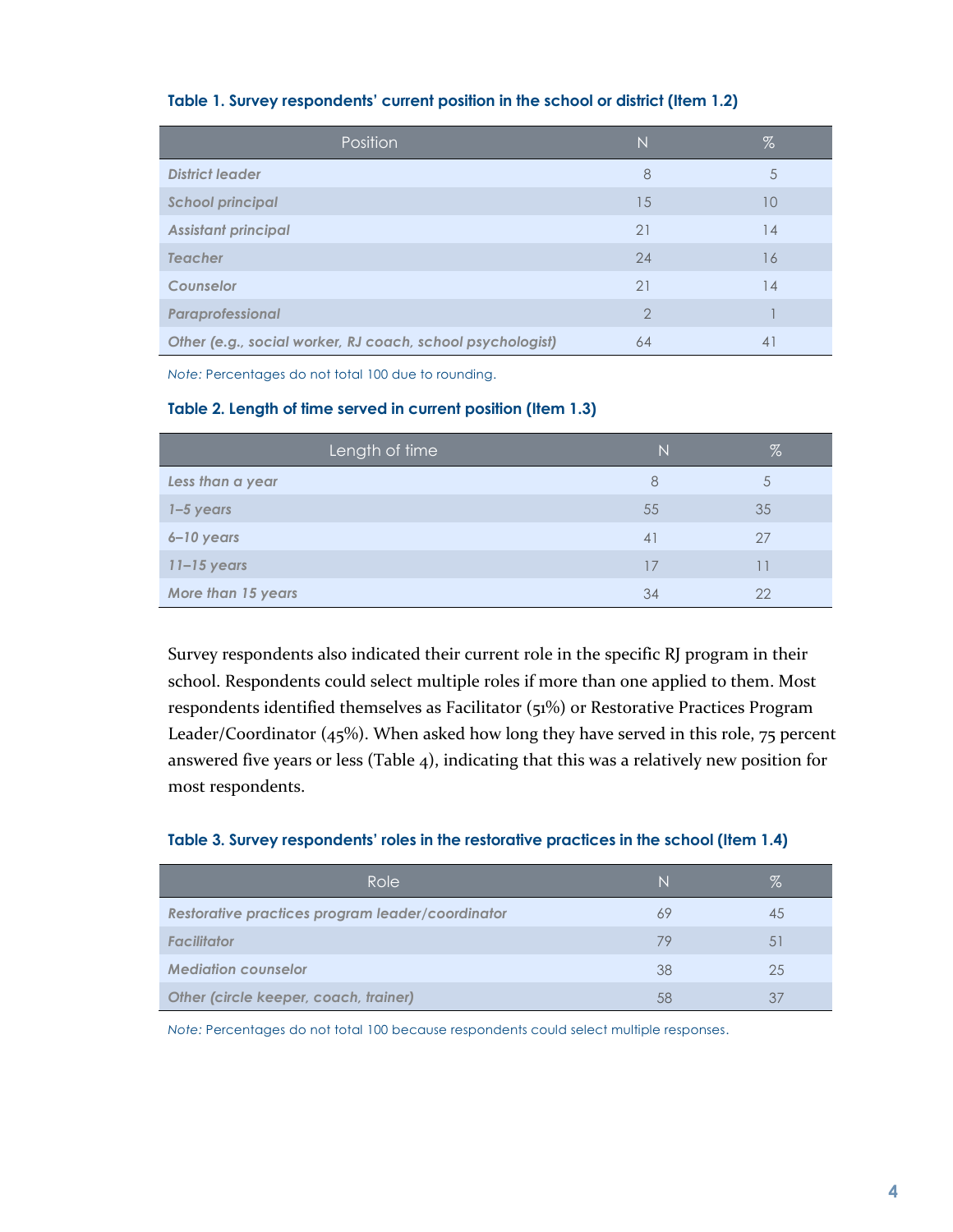**Table 1. Survey respondents' current position in the school or district (Item 1.2)**

| Position | N | % |
|---|---|---|
| *District leader* | 8 | 5 |
| *School principal* | 15 | 10 |
| *Assistant principal* | 21 | 14 |
| *Teacher* | 24 | 16 |
| *Counselor* | 21 | 14 |
| *Paraprofessional* | 2 | 1 |
| *Other (e.g., social worker, RJ coach, school psychologist)* | 64 | 41 |

*Note:* Percentages do not total 100 due to rounding.

**Table 2. Length of time served in current position (Item 1.3)**

| Length of time | N | % |
|---|---|---|
| *Less than a year* | 8 | 5 |
| *1–5 years* | 55 | 35 |
| *6–10 years* | 41 | 27 |
| *11–15 years* | 17 | 11 |
| *More than 15 years* | 34 | 22 |

Survey respondents also indicated their current role in the specific RJ program in their school. Respondents could select multiple roles if more than one applied to them. Most respondents identified themselves as Facilitator (51%) or Restorative Practices Program Leader/Coordinator (45%). When asked how long they have served in this role, 75 percent answered five years or less (Table 4), indicating that this was a relatively new position for most respondents.

**Table 3. Survey respondents' roles in the restorative practices in the school (Item 1.4)**

| Role | N | % |
|---|---|---|
| *Restorative practices program leader/coordinator* | 69 | 45 |
| *Facilitator* | 79 | 51 |
| *Mediation counselor* | 38 | 25 |
| *Other (circle keeper, coach, trainer)* | 58 | 37 |

*Note:* Percentages do not total 100 because respondents could select multiple responses.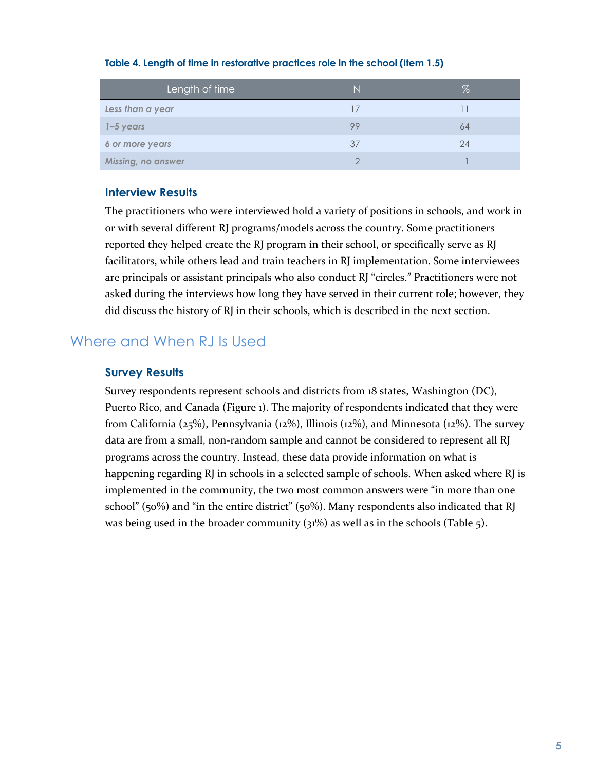**Table 4. Length of time in restorative practices role in the school (Item 1.5)**

| Length of time | N | % |
|---|---|---|
| *Less than a year* | 17 | 11 |
| *1–5 years* | 99 | 64 |
| *6 or more years* | 37 | 24 |
| *Missing, no answer* | 2 | 1 |

### Interview Results

The practitioners who were interviewed hold a variety of positions in schools, and work in or with several different RJ programs/models across the country. Some practitioners reported they helped create the RJ program in their school, or specifically serve as RJ facilitators, while others lead and train teachers in RJ implementation. Some interviewees are principals or assistant principals who also conduct RJ "circles." Practitioners were not asked during the interviews how long they have served in their current role; however, they did discuss the history of RJ in their schools, which is described in the next section.

## Where and When RJ Is Used

### Survey Results

Survey respondents represent schools and districts from 18 states, Washington (DC), Puerto Rico, and Canada (Figure 1). The majority of respondents indicated that they were from California (25%), Pennsylvania (12%), Illinois (12%), and Minnesota (12%). The survey data are from a small, non-random sample and cannot be considered to represent all RJ programs across the country. Instead, these data provide information on what is happening regarding RJ in schools in a selected sample of schools. When asked where RJ is implemented in the community, the two most common answers were "in more than one school" (50%) and "in the entire district" (50%). Many respondents also indicated that RJ was being used in the broader community (31%) as well as in the schools (Table 5).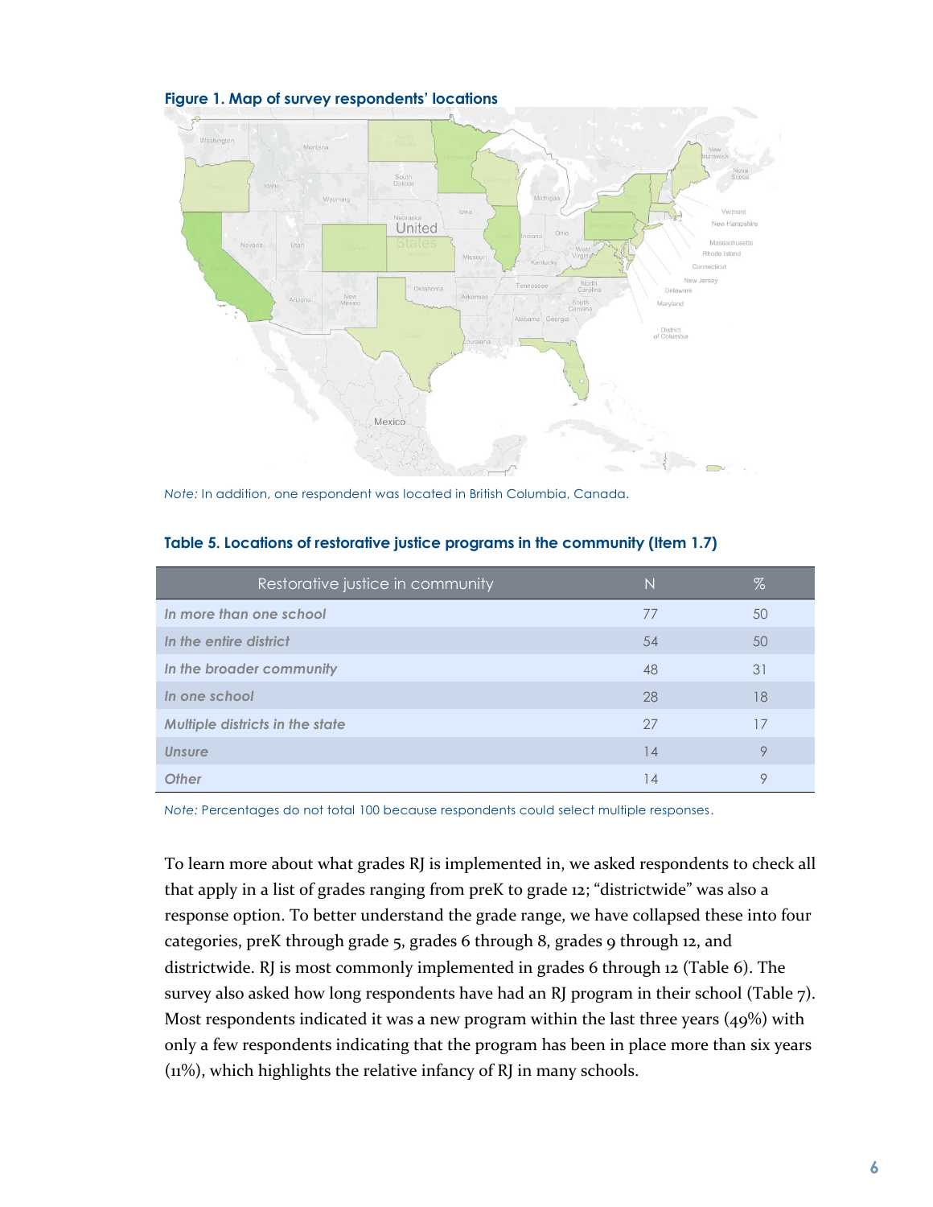**Figure 1. Map of survey respondents' locations**

*Note:* In addition, one respondent was located in British Columbia, Canada.

**Table 5. Locations of restorative justice programs in the community (Item 1.7)**

| Restorative justice in community | N | % |
|---|---|---|
| *In more than one school* | 77 | 50 |
| *In the entire district* | 54 | 50 |
| *In the broader community* | 48 | 31 |
| *In one school* | 28 | 18 |
| *Multiple districts in the state* | 27 | 17 |
| *Unsure* | 14 | 9 |
| *Other* | 14 | 9 |

*Note:* Percentages do not total 100 because respondents could select multiple responses.

To learn more about what grades RJ is implemented in, we asked respondents to check all that apply in a list of grades ranging from preK to grade 12; "districtwide" was also a response option. To better understand the grade range, we have collapsed these into four categories, preK through grade 5, grades 6 through 8, grades 9 through 12, and districtwide. RJ is most commonly implemented in grades 6 through 12 (Table 6). The survey also asked how long respondents have had an RJ program in their school (Table 7). Most respondents indicated it was a new program within the last three years (49%) with only a few respondents indicating that the program has been in place more than six years (11%), which highlights the relative infancy of RJ in many schools.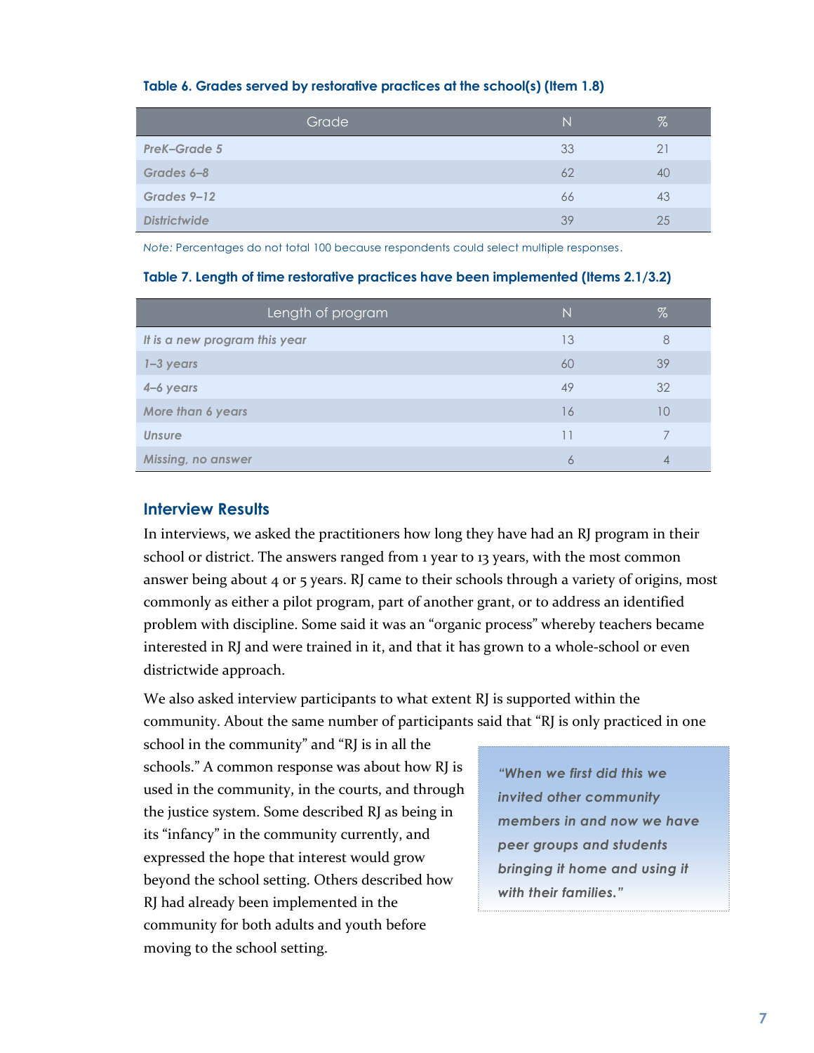**Table 6. Grades served by restorative practices at the school(s) (Item 1.8)**

| Grade | N | % |
|---|---|---|
| *PreK–Grade 5* | 33 | 21 |
| *Grades 6–8* | 62 | 40 |
| *Grades 9–12* | 66 | 43 |
| *Districtwide* | 39 | 25 |

*Note:* Percentages do not total 100 because respondents could select multiple responses.

**Table 7. Length of time restorative practices have been implemented (Items 2.1/3.2)**

| Length of program | N | % |
|---|---|---|
| *It is a new program this year* | 13 | 8 |
| *1–3 years* | 60 | 39 |
| *4–6 years* | 49 | 32 |
| *More than 6 years* | 16 | 10 |
| *Unsure* | 11 | 7 |
| *Missing, no answer* | 6 | 4 |

## Interview Results

In interviews, we asked the practitioners how long they have had an RJ program in their school or district. The answers ranged from 1 year to 13 years, with the most common answer being about 4 or 5 years. RJ came to their schools through a variety of origins, most commonly as either a pilot program, part of another grant, or to address an identified problem with discipline. Some said it was an "organic process" whereby teachers became interested in RJ and were trained in it, and that it has grown to a whole-school or even districtwide approach.

We also asked interview participants to what extent RJ is supported within the community. About the same number of participants said that "RJ is only practiced in one school in the community" and "RJ is in all the schools." A common response was about how RJ is used in the community, in the courts, and through the justice system. Some described RJ as being in its "infancy" in the community currently, and expressed the hope that interest would grow beyond the school setting. Others described how RJ had already been implemented in the community for both adults and youth before moving to the school setting.

> ***"When we first did this we invited other community members in and now we have peer groups and students bringing it home and using it with their families."***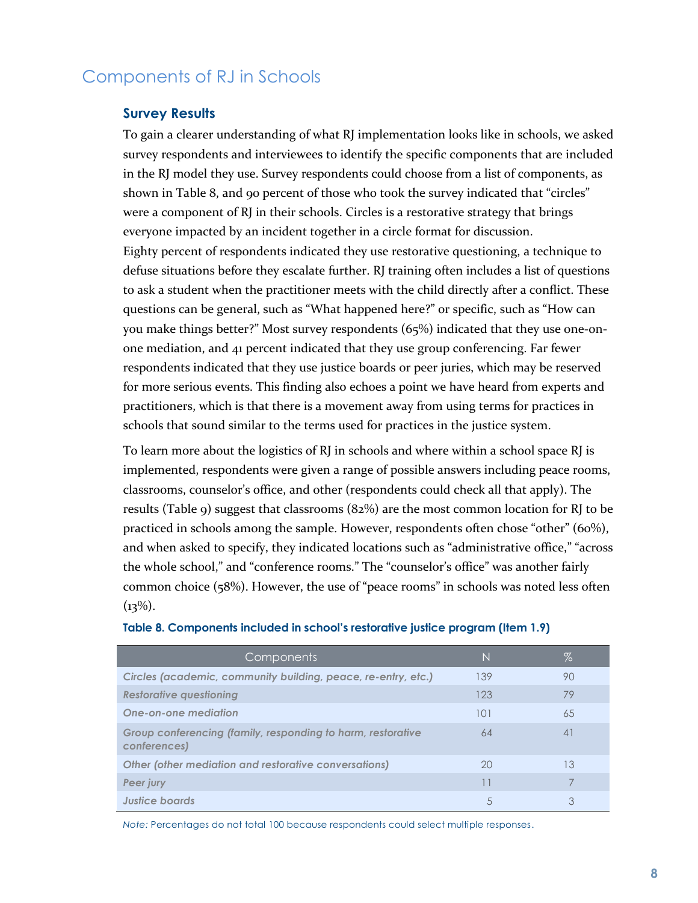## Components of RJ in Schools

### Survey Results

To gain a clearer understanding of what RJ implementation looks like in schools, we asked survey respondents and interviewees to identify the specific components that are included in the RJ model they use. Survey respondents could choose from a list of components, as shown in Table 8, and 90 percent of those who took the survey indicated that "circles" were a component of RJ in their schools. Circles is a restorative strategy that brings everyone impacted by an incident together in a circle format for discussion. Eighty percent of respondents indicated they use restorative questioning, a technique to defuse situations before they escalate further. RJ training often includes a list of questions to ask a student when the practitioner meets with the child directly after a conflict. These questions can be general, such as "What happened here?" or specific, such as "How can you make things better?" Most survey respondents (65%) indicated that they use one-on-one mediation, and 41 percent indicated that they use group conferencing. Far fewer respondents indicated that they use justice boards or peer juries, which may be reserved for more serious events. This finding also echoes a point we have heard from experts and practitioners, which is that there is a movement away from using terms for practices in schools that sound similar to the terms used for practices in the justice system.

To learn more about the logistics of RJ in schools and where within a school space RJ is implemented, respondents were given a range of possible answers including peace rooms, classrooms, counselor's office, and other (respondents could check all that apply). The results (Table 9) suggest that classrooms (82%) are the most common location for RJ to be practiced in schools among the sample. However, respondents often chose "other" (60%), and when asked to specify, they indicated locations such as "administrative office," "across the whole school," and "conference rooms." The "counselor's office" was another fairly common choice (58%). However, the use of "peace rooms" in schools was noted less often (13%).

**Table 8. Components included in school's restorative justice program (Item 1.9)**

| Components | N | % |
|---|---|---|
| *Circles (academic, community building, peace, re-entry, etc.)* | 139 | 90 |
| *Restorative questioning* | 123 | 79 |
| *One-on-one mediation* | 101 | 65 |
| *Group conferencing (family, responding to harm, restorative conferences)* | 64 | 41 |
| *Other (other mediation and restorative conversations)* | 20 | 13 |
| *Peer jury* | 11 | 7 |
| *Justice boards* | 5 | 3 |

*Note:* Percentages do not total 100 because respondents could select multiple responses.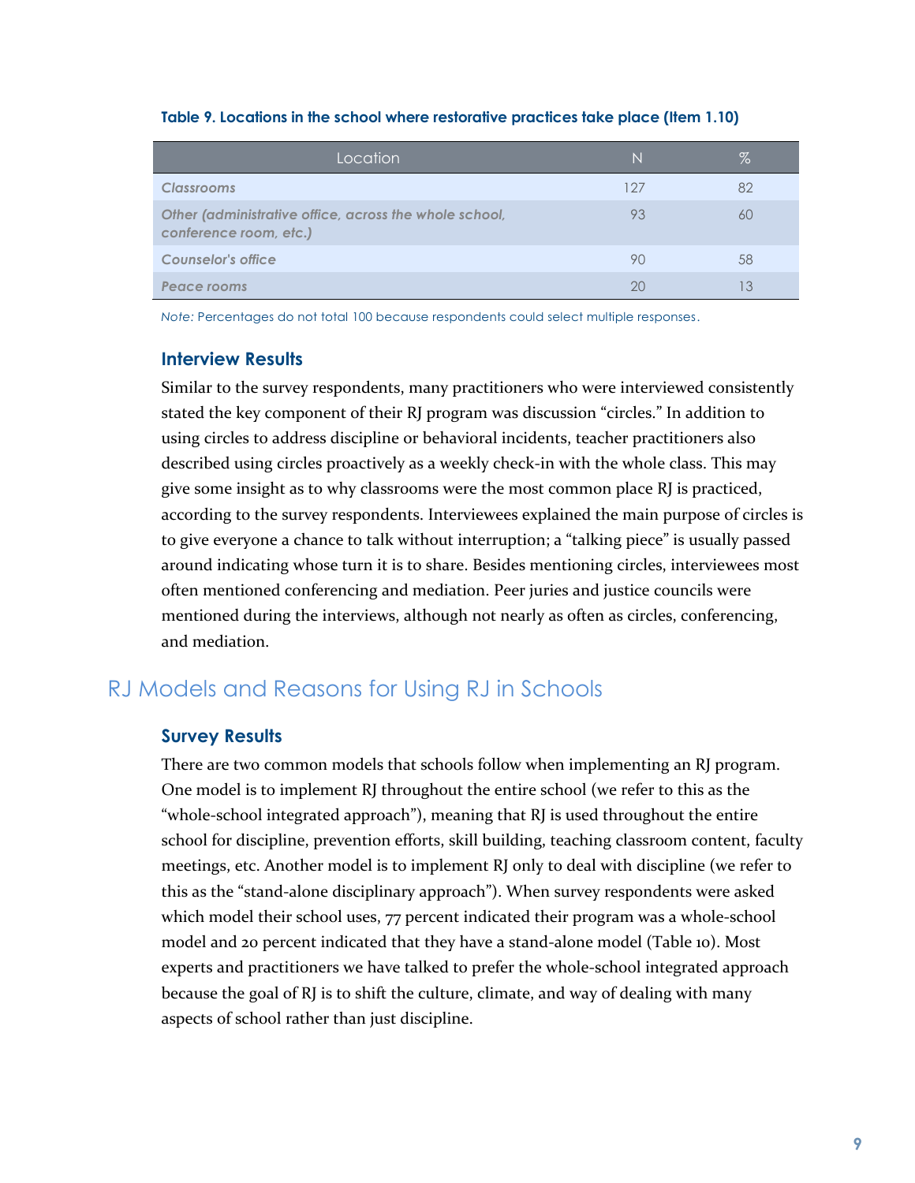**Table 9. Locations in the school where restorative practices take place (Item 1.10)**

| Location | N | % |
|---|---|---|
| *Classrooms* | 127 | 82 |
| *Other (administrative office, across the whole school, conference room, etc.)* | 93 | 60 |
| *Counselor's office* | 90 | 58 |
| *Peace rooms* | 20 | 13 |

*Note:* Percentages do not total 100 because respondents could select multiple responses.

### Interview Results

Similar to the survey respondents, many practitioners who were interviewed consistently stated the key component of their RJ program was discussion "circles." In addition to using circles to address discipline or behavioral incidents, teacher practitioners also described using circles proactively as a weekly check-in with the whole class. This may give some insight as to why classrooms were the most common place RJ is practiced, according to the survey respondents. Interviewees explained the main purpose of circles is to give everyone a chance to talk without interruption; a "talking piece" is usually passed around indicating whose turn it is to share. Besides mentioning circles, interviewees most often mentioned conferencing and mediation. Peer juries and justice councils were mentioned during the interviews, although not nearly as often as circles, conferencing, and mediation.

## RJ Models and Reasons for Using RJ in Schools

### Survey Results

There are two common models that schools follow when implementing an RJ program. One model is to implement RJ throughout the entire school (we refer to this as the "whole-school integrated approach"), meaning that RJ is used throughout the entire school for discipline, prevention efforts, skill building, teaching classroom content, faculty meetings, etc. Another model is to implement RJ only to deal with discipline (we refer to this as the "stand-alone disciplinary approach"). When survey respondents were asked which model their school uses, 77 percent indicated their program was a whole-school model and 20 percent indicated that they have a stand-alone model (Table 10). Most experts and practitioners we have talked to prefer the whole-school integrated approach because the goal of RJ is to shift the culture, climate, and way of dealing with many aspects of school rather than just discipline.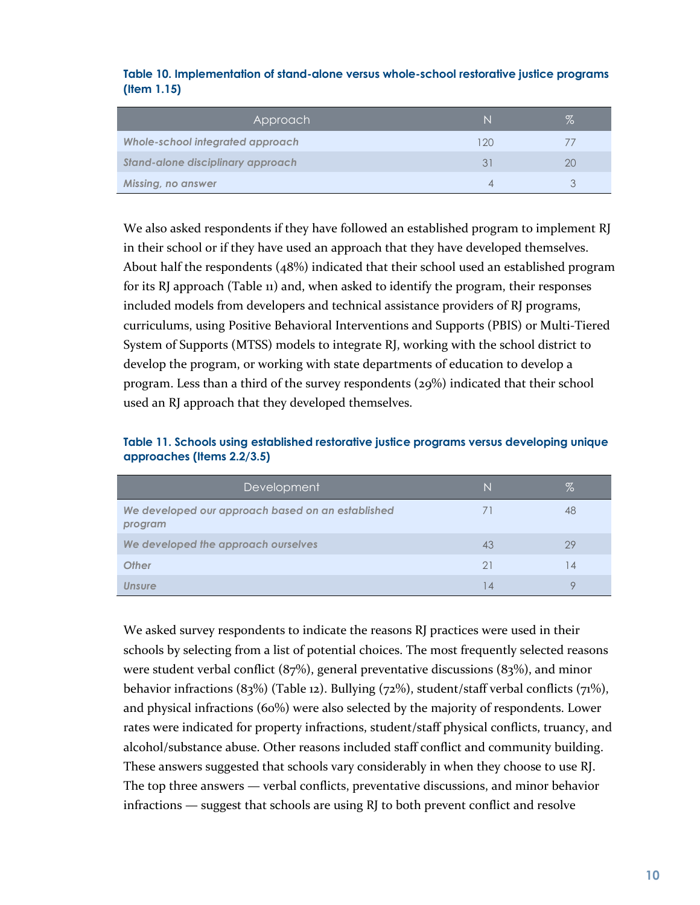**Table 10. Implementation of stand-alone versus whole-school restorative justice programs (Item 1.15)**

| Approach | N | % |
|---|---|---|
| *Whole-school integrated approach* | 120 | 77 |
| *Stand-alone disciplinary approach* | 31 | 20 |
| *Missing, no answer* | 4 | 3 |

We also asked respondents if they have followed an established program to implement RJ in their school or if they have used an approach that they developed themselves. About half the respondents (48%) indicated that their school used an established program for its RJ approach (Table 11) and, when asked to identify the program, their responses included models from developers and technical assistance providers of RJ programs, curriculums, using Positive Behavioral Interventions and Supports (PBIS) or Multi-Tiered System of Supports (MTSS) models to integrate RJ, working with the school district to develop the program, or working with state departments of education to develop a program. Less than a third of the survey respondents (29%) indicated that their school used an RJ approach that they developed themselves.

**Table 11. Schools using established restorative justice programs versus developing unique approaches (Items 2.2/3.5)**

| Development | N | % |
|---|---|---|
| *We developed our approach based on an established program* | 71 | 48 |
| *We developed the approach ourselves* | 43 | 29 |
| *Other* | 21 | 14 |
| *Unsure* | 14 | 9 |

We asked survey respondents to indicate the reasons RJ practices were used in their schools by selecting from a list of potential choices. The most frequently selected reasons were student verbal conflict (87%), general preventative discussions (83%), and minor behavior infractions (83%) (Table 12). Bullying (72%), student/staff verbal conflicts (71%), and physical infractions (60%) were also selected by the majority of respondents. Lower rates were indicated for property infractions, student/staff physical conflicts, truancy, and alcohol/substance abuse. Other reasons included staff conflict and community building. These answers suggested that schools vary considerably in when they choose to use RJ. The top three answers — verbal conflicts, preventative discussions, and minor behavior infractions — suggest that schools are using RJ to both prevent conflict and resolve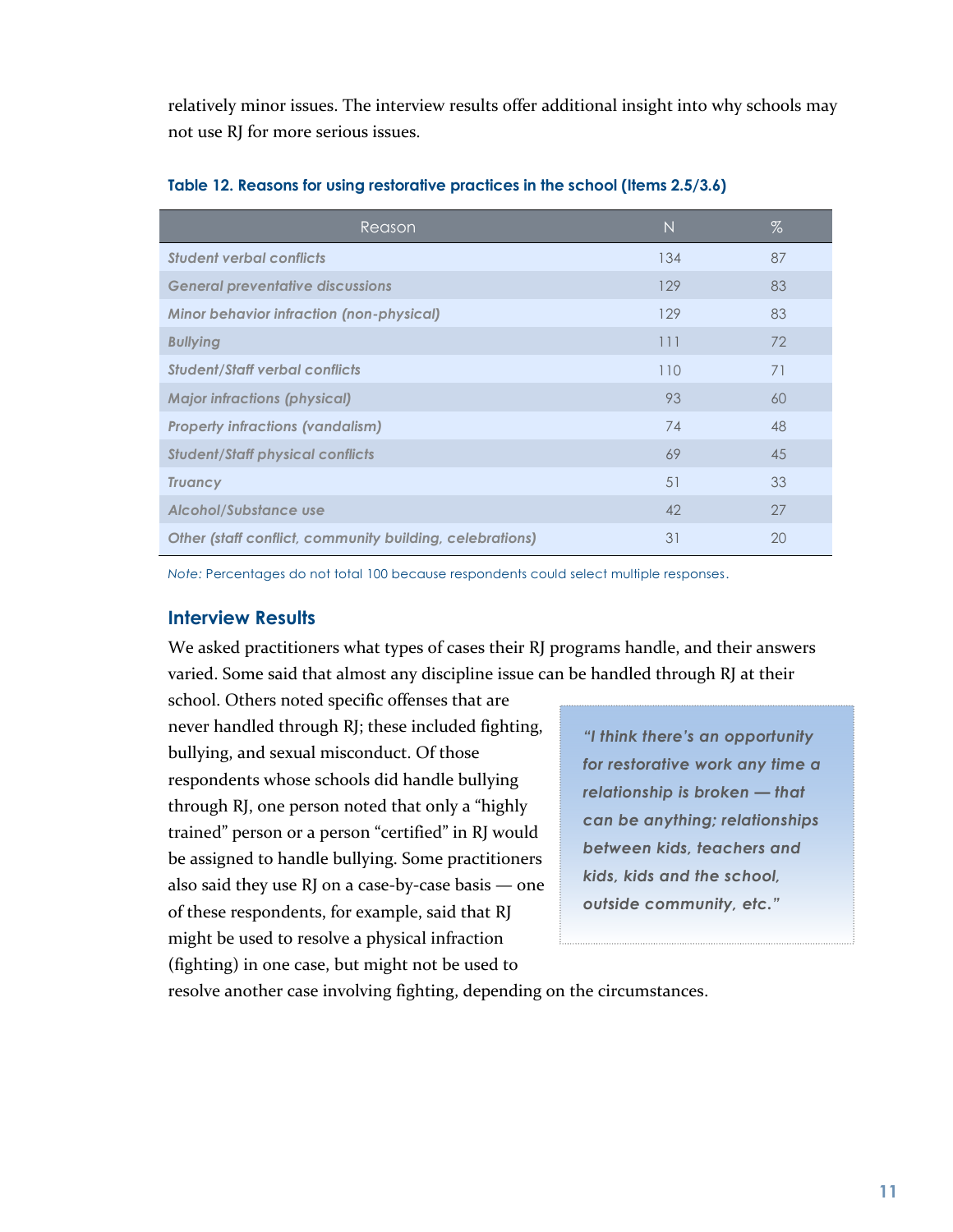relatively minor issues. The interview results offer additional insight into why schools may not use RJ for more serious issues.

**Table 12. Reasons for using restorative practices in the school (Items 2.5/3.6)**

| Reason | N | % |
|---|---|---|
| *Student verbal conflicts* | 134 | 87 |
| *General preventative discussions* | 129 | 83 |
| *Minor behavior infraction (non-physical)* | 129 | 83 |
| *Bullying* | 111 | 72 |
| *Student/Staff verbal conflicts* | 110 | 71 |
| *Major infractions (physical)* | 93 | 60 |
| *Property infractions (vandalism)* | 74 | 48 |
| *Student/Staff physical conflicts* | 69 | 45 |
| *Truancy* | 51 | 33 |
| *Alcohol/Substance use* | 42 | 27 |
| *Other (staff conflict, community building, celebrations)* | 31 | 20 |

*Note:* Percentages do not total 100 because respondents could select multiple responses.

## Interview Results

We asked practitioners what types of cases their RJ programs handle, and their answers varied. Some said that almost any discipline issue can be handled through RJ at their school. Others noted specific offenses that are never handled through RJ; these included fighting, bullying, and sexual misconduct. Of those respondents whose schools did handle bullying through RJ, one person noted that only a "highly trained" person or a person "certified" in RJ would be assigned to handle bullying. Some practitioners also said they use RJ on a case-by-case basis — one of these respondents, for example, said that RJ might be used to resolve a physical infraction (fighting) in one case, but might not be used to resolve another case involving fighting, depending on the circumstances.

> *"I think there's an opportunity for restorative work any time a relationship is broken — that can be anything; relationships between kids, teachers and kids, kids and the school, outside community, etc."*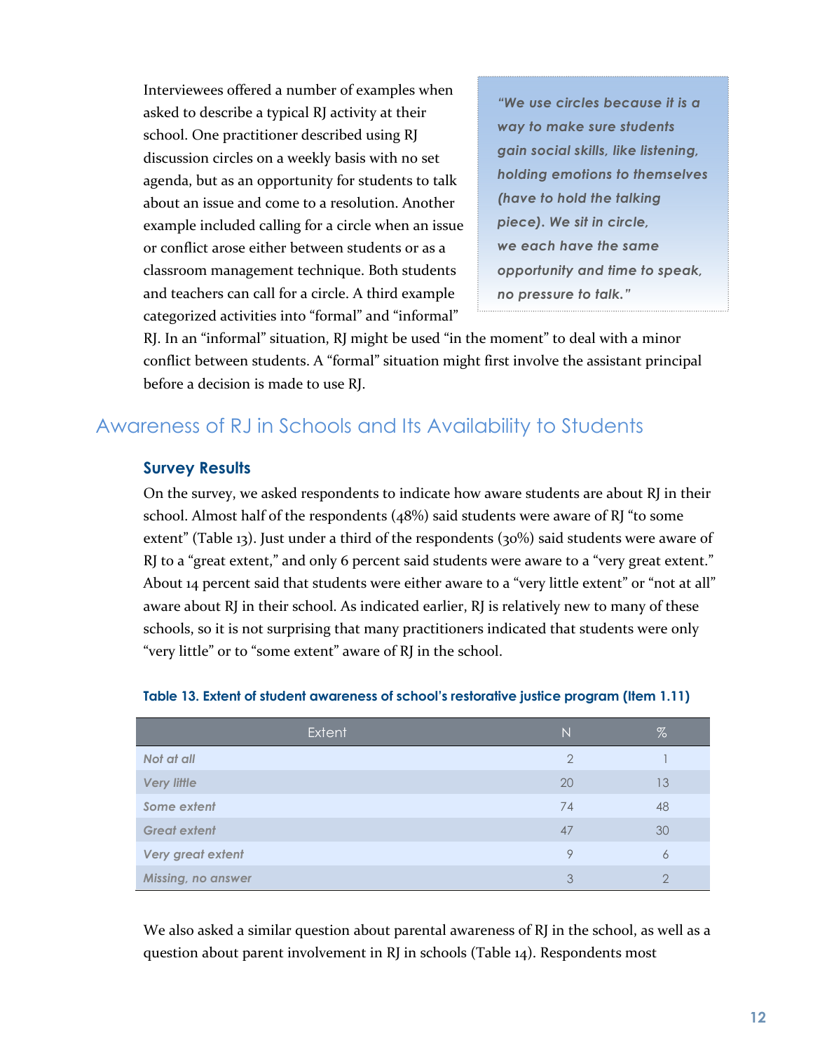Interviewees offered a number of examples when asked to describe a typical RJ activity at their school. One practitioner described using RJ discussion circles on a weekly basis with no set agenda, but as an opportunity for students to talk about an issue and come to a resolution. Another example included calling for a circle when an issue or conflict arose either between students or as a classroom management technique. Both students and teachers can call for a circle. A third example categorized activities into "formal" and "informal" RJ. In an "informal" situation, RJ might be used "in the moment" to deal with a minor conflict between students. A "formal" situation might first involve the assistant principal before a decision is made to use RJ.

> ***"We use circles because it is a way to make sure students gain social skills, like listening, holding emotions to themselves (have to hold the talking piece). We sit in circle, we each have the same opportunity and time to speak, no pressure to talk."***

## Awareness of RJ in Schools and Its Availability to Students

### Survey Results

On the survey, we asked respondents to indicate how aware students are about RJ in their school. Almost half of the respondents (48%) said students were aware of RJ "to some extent" (Table 13). Just under a third of the respondents (30%) said students were aware of RJ to a "great extent," and only 6 percent said students were aware to a "very great extent." About 14 percent said that students were either aware to a "very little extent" or "not at all" aware about RJ in their school. As indicated earlier, RJ is relatively new to many of these schools, so it is not surprising that many practitioners indicated that students were only "very little" or to "some extent" aware of RJ in the school.

**Table 13. Extent of student awareness of school's restorative justice program (Item 1.11)**

| Extent | N | % |
|---|---|---|
| *Not at all* | 2 | 1 |
| *Very little* | 20 | 13 |
| *Some extent* | 74 | 48 |
| *Great extent* | 47 | 30 |
| *Very great extent* | 9 | 6 |
| *Missing, no answer* | 3 | 2 |

We also asked a similar question about parental awareness of RJ in the school, as well as a question about parent involvement in RJ in schools (Table 14). Respondents most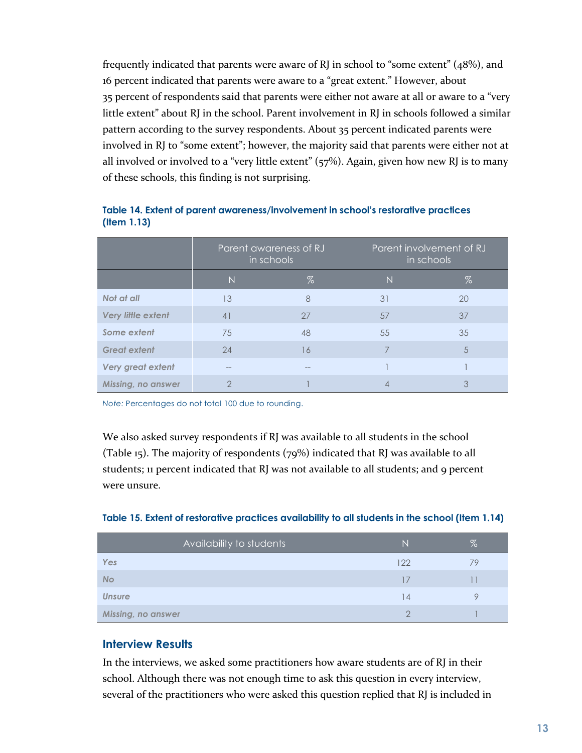frequently indicated that parents were aware of RJ in school to "some extent" (48%), and 16 percent indicated that parents were aware to a "great extent." However, about 35 percent of respondents said that parents were either not aware at all or aware to a "very little extent" about RJ in the school. Parent involvement in RJ in schools followed a similar pattern according to the survey respondents. About 35 percent indicated parents were involved in RJ to "some extent"; however, the majority said that parents were either not at all involved or involved to a "very little extent" (57%). Again, given how new RJ is to many of these schools, this finding is not surprising.

**Table 14. Extent of parent awareness/involvement in school's restorative practices (Item 1.13)**

| | Parent awareness of RJ in schools | | Parent involvement of RJ in schools | |
|---|---|---|---|---|
| | N | % | N | % |
| *Not at all* | 13 | 8 | 31 | 20 |
| *Very little extent* | 41 | 27 | 57 | 37 |
| *Some extent* | 75 | 48 | 55 | 35 |
| *Great extent* | 24 | 16 | 7 | 5 |
| *Very great extent* | -- | -- | 1 | 1 |
| *Missing, no answer* | 2 | 1 | 4 | 3 |

*Note:* Percentages do not total 100 due to rounding.

We also asked survey respondents if RJ was available to all students in the school (Table 15). The majority of respondents (79%) indicated that RJ was available to all students; 11 percent indicated that RJ was not available to all students; and 9 percent were unsure.

**Table 15. Extent of restorative practices availability to all students in the school (Item 1.14)**

| Availability to students | N | % |
|---|---|---|
| *Yes* | 122 | 79 |
| *No* | 17 | 11 |
| *Unsure* | 14 | 9 |
| *Missing, no answer* | 2 | 1 |

## Interview Results

In the interviews, we asked some practitioners how aware students are of RJ in their school. Although there was not enough time to ask this question in every interview, several of the practitioners who were asked this question replied that RJ is included in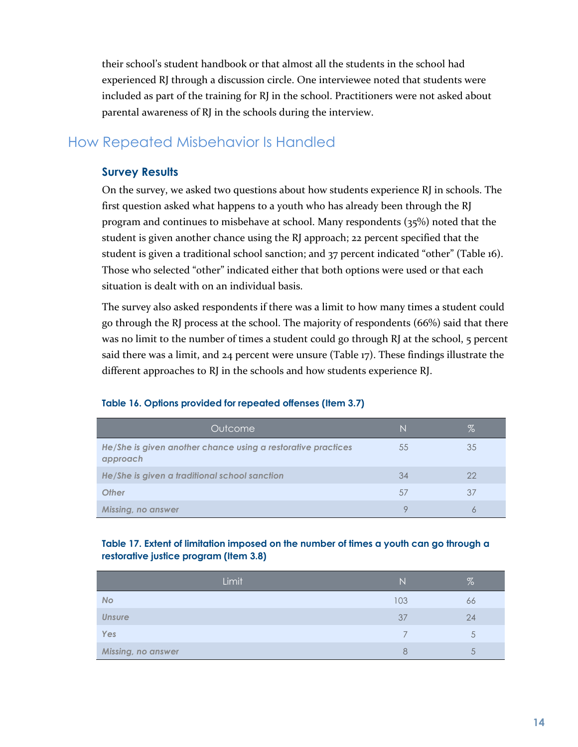their school's student handbook or that almost all the students in the school had experienced RJ through a discussion circle. One interviewee noted that students were included as part of the training for RJ in the school. Practitioners were not asked about parental awareness of RJ in the schools during the interview.

## How Repeated Misbehavior Is Handled

### Survey Results

On the survey, we asked two questions about how students experience RJ in schools. The first question asked what happens to a youth who has already been through the RJ program and continues to misbehave at school. Many respondents (35%) noted that the student is given another chance using the RJ approach; 22 percent specified that the student is given a traditional school sanction; and 37 percent indicated "other" (Table 16). Those who selected "other" indicated either that both options were used or that each situation is dealt with on an individual basis.

The survey also asked respondents if there was a limit to how many times a student could go through the RJ process at the school. The majority of respondents (66%) said that there was no limit to the number of times a student could go through RJ at the school, 5 percent said there was a limit, and 24 percent were unsure (Table 17). These findings illustrate the different approaches to RJ in the schools and how students experience RJ.

**Table 16. Options provided for repeated offenses (Item 3.7)**

| Outcome | N | % |
|---|---|---|
| *He/She is given another chance using a restorative practices approach* | 55 | 35 |
| *He/She is given a traditional school sanction* | 34 | 22 |
| *Other* | 57 | 37 |
| *Missing, no answer* | 9 | 6 |

**Table 17. Extent of limitation imposed on the number of times a youth can go through a restorative justice program (Item 3.8)**

| Limit | N | % |
|---|---|---|
| *No* | 103 | 66 |
| *Unsure* | 37 | 24 |
| *Yes* | 7 | 5 |
| *Missing, no answer* | 8 | 5 |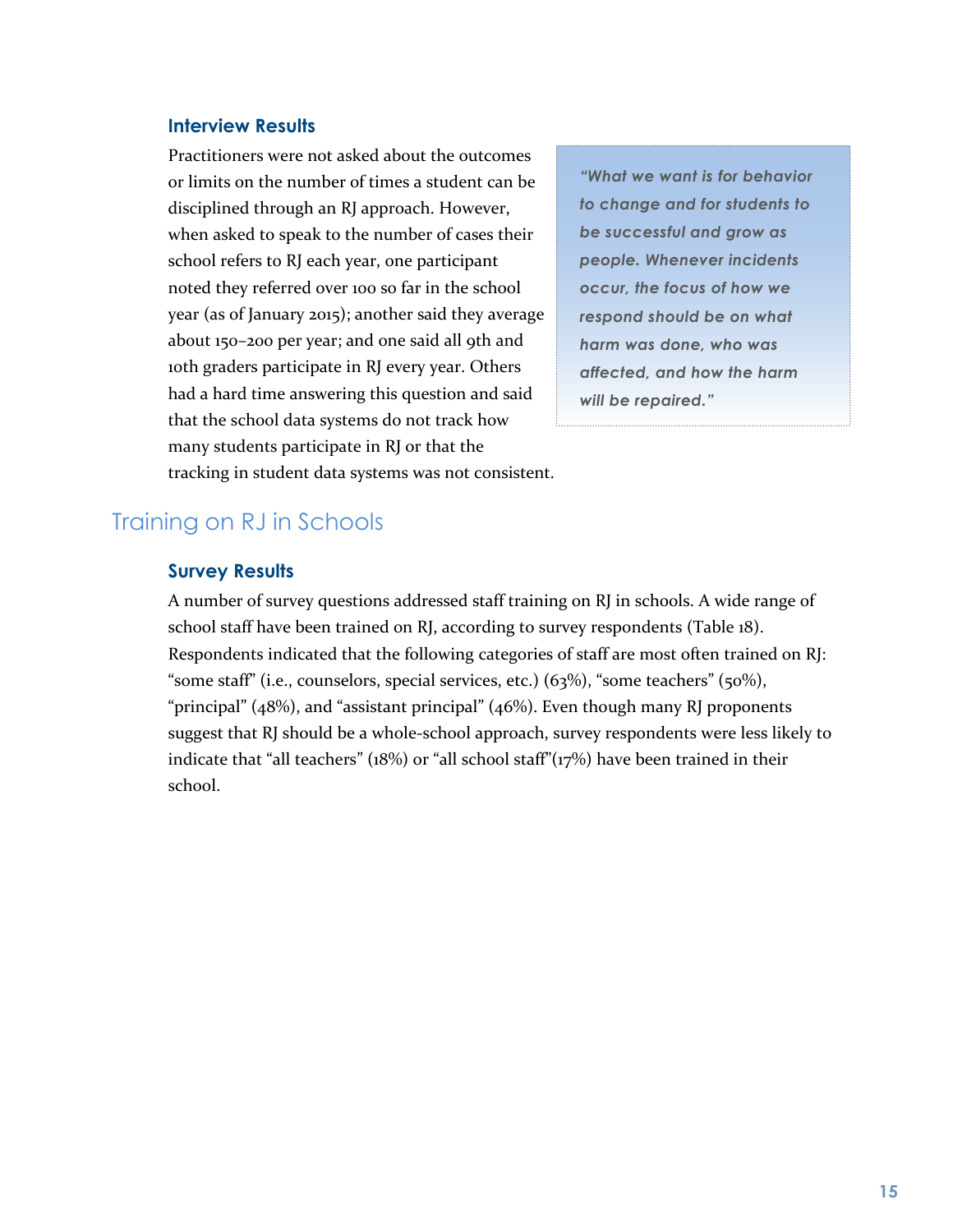### Interview Results

Practitioners were not asked about the outcomes or limits on the number of times a student can be disciplined through an RJ approach. However, when asked to speak to the number of cases their school refers to RJ each year, one participant noted they referred over 100 so far in the school year (as of January 2015); another said they average about 150–200 per year; and one said all 9th and 10th graders participate in RJ every year. Others had a hard time answering this question and said that the school data systems do not track how many students participate in RJ or that the tracking in student data systems was not consistent.

> *"What we want is for behavior to change and for students to be successful and grow as people. Whenever incidents occur, the focus of how we respond should be on what harm was done, who was affected, and how the harm will be repaired."*

## Training on RJ in Schools

### Survey Results

A number of survey questions addressed staff training on RJ in schools. A wide range of school staff have been trained on RJ, according to survey respondents (Table 18). Respondents indicated that the following categories of staff are most often trained on RJ: "some staff" (i.e., counselors, special services, etc.) (63%), "some teachers" (50%), "principal" (48%), and "assistant principal" (46%). Even though many RJ proponents suggest that RJ should be a whole-school approach, survey respondents were less likely to indicate that "all teachers" (18%) or "all school staff"(17%) have been trained in their school.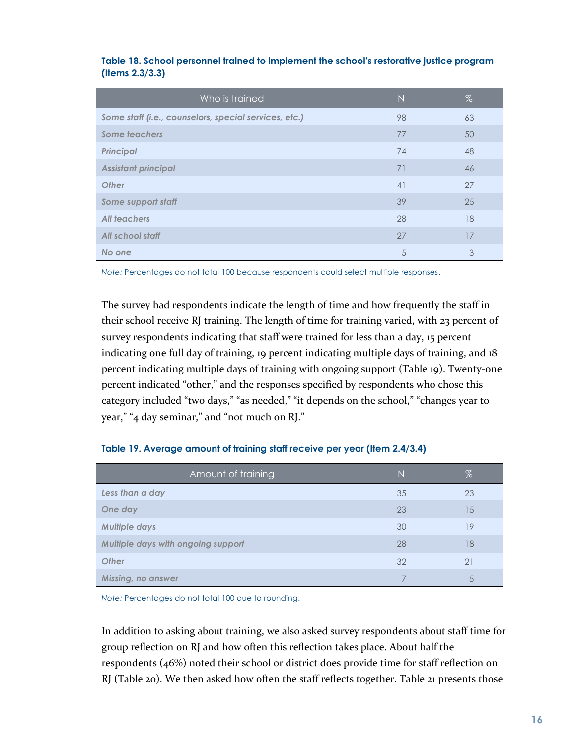**Table 18. School personnel trained to implement the school's restorative justice program (Items 2.3/3.3)**

| Who is trained | N | % |
|---|---|---|
| *Some staff (i.e., counselors, special services, etc.)* | 98 | 63 |
| *Some teachers* | 77 | 50 |
| *Principal* | 74 | 48 |
| *Assistant principal* | 71 | 46 |
| *Other* | 41 | 27 |
| *Some support staff* | 39 | 25 |
| *All teachers* | 28 | 18 |
| *All school staff* | 27 | 17 |
| *No one* | 5 | 3 |

*Note:* Percentages do not total 100 because respondents could select multiple responses.

The survey had respondents indicate the length of time and how frequently the staff in their school receive RJ training. The length of time for training varied, with 23 percent of survey respondents indicating that staff were trained for less than a day, 15 percent indicating one full day of training, 19 percent indicating multiple days of training, and 18 percent indicating multiple days of training with ongoing support (Table 19). Twenty-one percent indicated "other," and the responses specified by respondents who chose this category included "two days," "as needed," "it depends on the school," "changes year to year," "4 day seminar," and "not much on RJ."

**Table 19. Average amount of training staff receive per year (Item 2.4/3.4)**

| Amount of training | N | % |
|---|---|---|
| *Less than a day* | 35 | 23 |
| *One day* | 23 | 15 |
| *Multiple days* | 30 | 19 |
| *Multiple days with ongoing support* | 28 | 18 |
| *Other* | 32 | 21 |
| *Missing, no answer* | 7 | 5 |

*Note:* Percentages do not total 100 due to rounding.

In addition to asking about training, we also asked survey respondents about staff time for group reflection on RJ and how often this reflection takes place. About half the respondents (46%) noted their school or district does provide time for staff reflection on RJ (Table 20). We then asked how often the staff reflects together. Table 21 presents those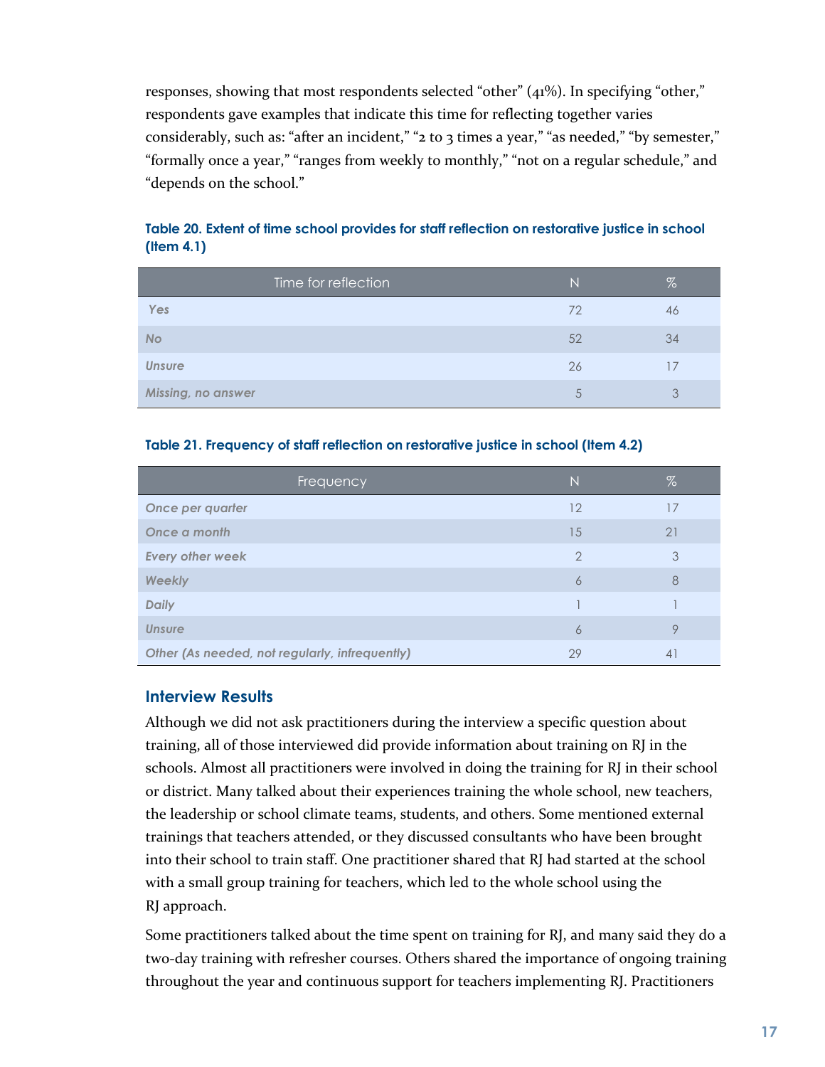responses, showing that most respondents selected "other" (41%). In specifying "other," respondents gave examples that indicate this time for reflecting together varies considerably, such as: "after an incident," "2 to 3 times a year," "as needed," "by semester," "formally once a year," "ranges from weekly to monthly," "not on a regular schedule," and "depends on the school."

**Table 20. Extent of time school provides for staff reflection on restorative justice in school (Item 4.1)**

| Time for reflection | N | % |
|---|---|---|
| *Yes* | 72 | 46 |
| *No* | 52 | 34 |
| *Unsure* | 26 | 17 |
| *Missing, no answer* | 5 | 3 |

**Table 21. Frequency of staff reflection on restorative justice in school (Item 4.2)**

| Frequency | N | % |
|---|---|---|
| *Once per quarter* | 12 | 17 |
| *Once a month* | 15 | 21 |
| *Every other week* | 2 | 3 |
| *Weekly* | 6 | 8 |
| *Daily* | 1 | 1 |
| *Unsure* | 6 | 9 |
| *Other (As needed, not regularly, infrequently)* | 29 | 41 |

## Interview Results

Although we did not ask practitioners during the interview a specific question about training, all of those interviewed did provide information about training on RJ in the schools. Almost all practitioners were involved in doing the training for RJ in their school or district. Many talked about their experiences training the whole school, new teachers, the leadership or school climate teams, students, and others. Some mentioned external trainings that teachers attended, or they discussed consultants who have been brought into their school to train staff. One practitioner shared that RJ had started at the school with a small group training for teachers, which led to the whole school using the RJ approach.

Some practitioners talked about the time spent on training for RJ, and many said they do a two-day training with refresher courses. Others shared the importance of ongoing training throughout the year and continuous support for teachers implementing RJ. Practitioners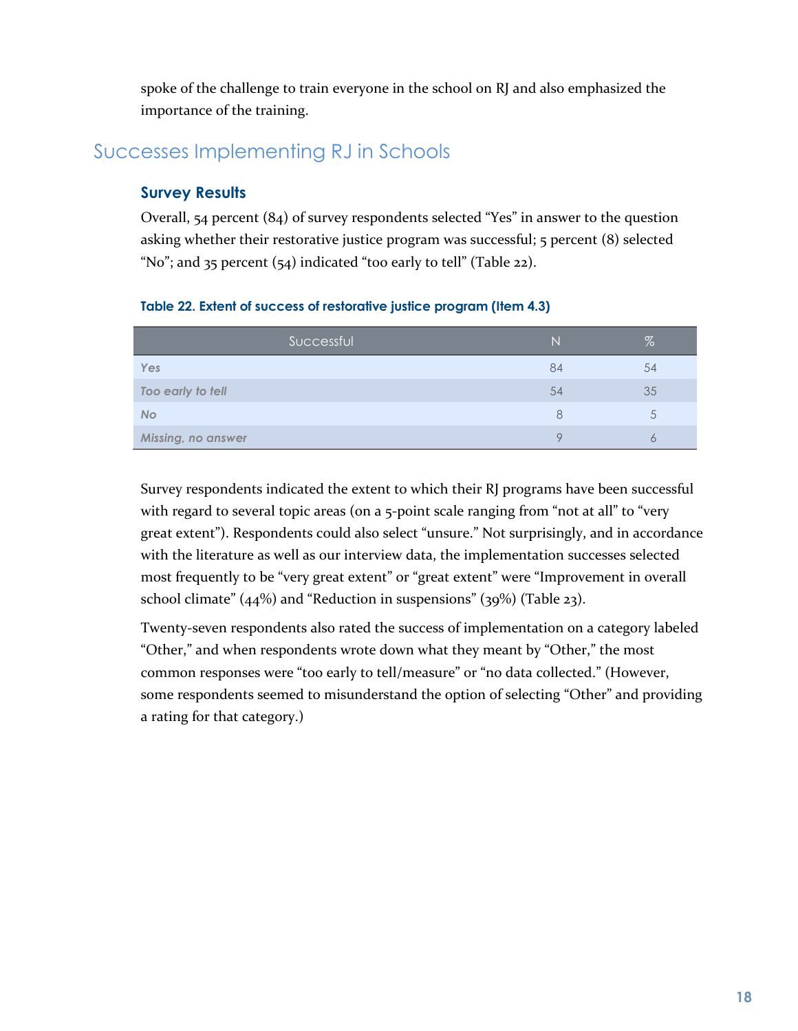spoke of the challenge to train everyone in the school on RJ and also emphasized the importance of the training.

## Successes Implementing RJ in Schools

### Survey Results

Overall, 54 percent (84) of survey respondents selected "Yes" in answer to the question asking whether their restorative justice program was successful; 5 percent (8) selected "No"; and 35 percent (54) indicated "too early to tell" (Table 22).

**Table 22. Extent of success of restorative justice program (Item 4.3)**

| Successful | N | % |
|---|---|---|
| *Yes* | 84 | 54 |
| *Too early to tell* | 54 | 35 |
| *No* | 8 | 5 |
| *Missing, no answer* | 9 | 6 |

Survey respondents indicated the extent to which their RJ programs have been successful with regard to several topic areas (on a 5-point scale ranging from "not at all" to "very great extent"). Respondents could also select "unsure." Not surprisingly, and in accordance with the literature as well as our interview data, the implementation successes selected most frequently to be "very great extent" or "great extent" were "Improvement in overall school climate" (44%) and "Reduction in suspensions" (39%) (Table 23).

Twenty-seven respondents also rated the success of implementation on a category labeled "Other," and when respondents wrote down what they meant by "Other," the most common responses were "too early to tell/measure" or "no data collected." (However, some respondents seemed to misunderstand the option of selecting "Other" and providing a rating for that category.)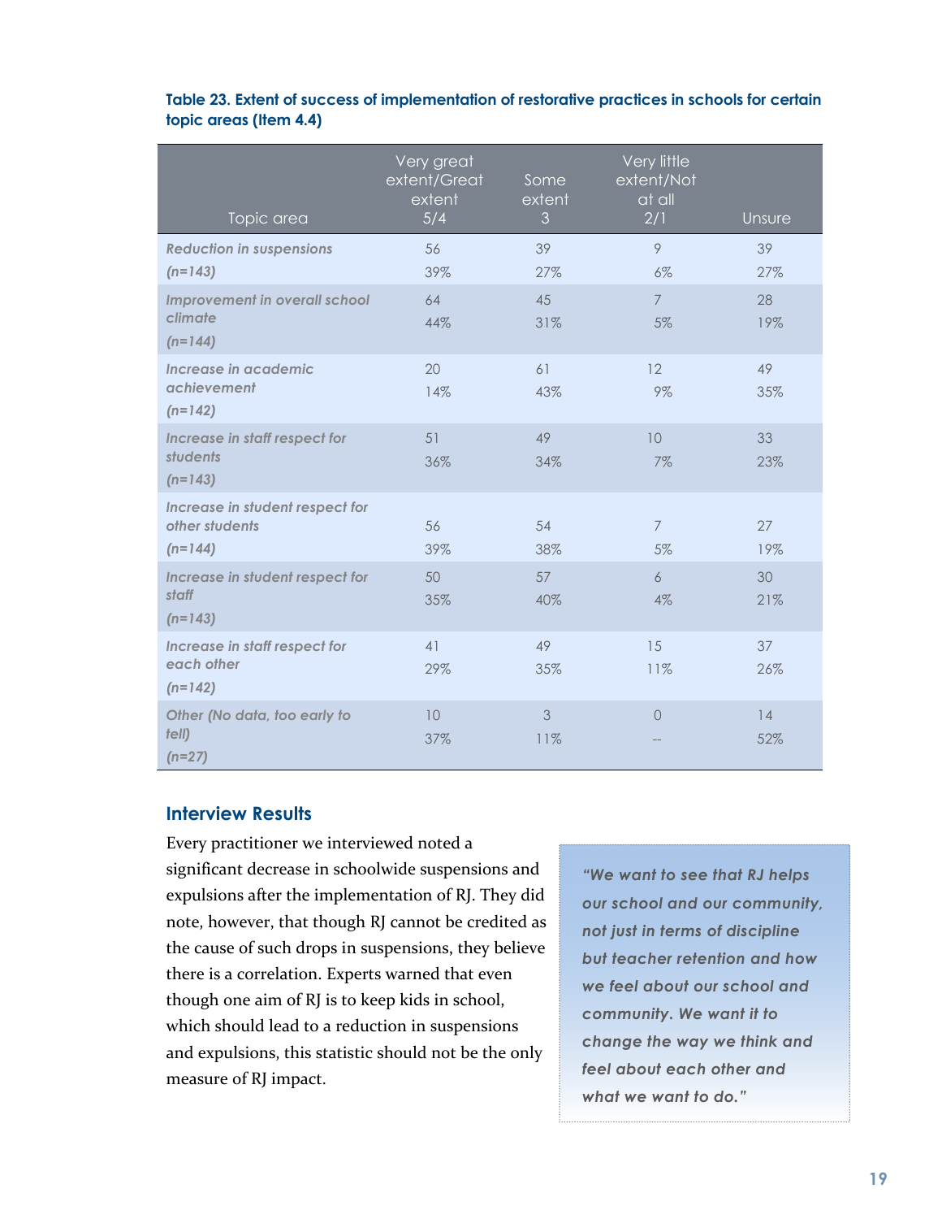**Table 23. Extent of success of implementation of restorative practices in schools for certain topic areas (Item 4.4)**

| Topic area | Very great extent/Great extent 5/4 | Some extent 3 | Very little extent/Not at all 2/1 | Unsure |
|---|---|---|---|---|
| *Reduction in suspensions (n=143)* | 56<br>39% | 39<br>27% | 9<br>6% | 39<br>27% |
| *Improvement in overall school climate (n=144)* | 64<br>44% | 45<br>31% | 7<br>5% | 28<br>19% |
| *Increase in academic achievement (n=142)* | 20<br>14% | 61<br>43% | 12<br>9% | 49<br>35% |
| *Increase in staff respect for students (n=143)* | 51<br>36% | 49<br>34% | 10<br>7% | 33<br>23% |
| *Increase in student respect for other students (n=144)* | 56<br>39% | 54<br>38% | 7<br>5% | 27<br>19% |
| *Increase in student respect for staff (n=143)* | 50<br>35% | 57<br>40% | 6<br>4% | 30<br>21% |
| *Increase in staff respect for each other (n=142)* | 41<br>29% | 49<br>35% | 15<br>11% | 37<br>26% |
| *Other (No data, too early to tell) (n=27)* | 10<br>37% | 3<br>11% | 0<br>-- | 14<br>52% |

## Interview Results

Every practitioner we interviewed noted a significant decrease in schoolwide suspensions and expulsions after the implementation of RJ. They did note, however, that though RJ cannot be credited as the cause of such drops in suspensions, they believe there is a correlation. Experts warned that even though one aim of RJ is to keep kids in school, which should lead to a reduction in suspensions and expulsions, this statistic should not be the only measure of RJ impact.

> *"We want to see that RJ helps our school and our community, not just in terms of discipline but teacher retention and how we feel about our school and community. We want it to change the way we think and feel about each other and what we want to do."*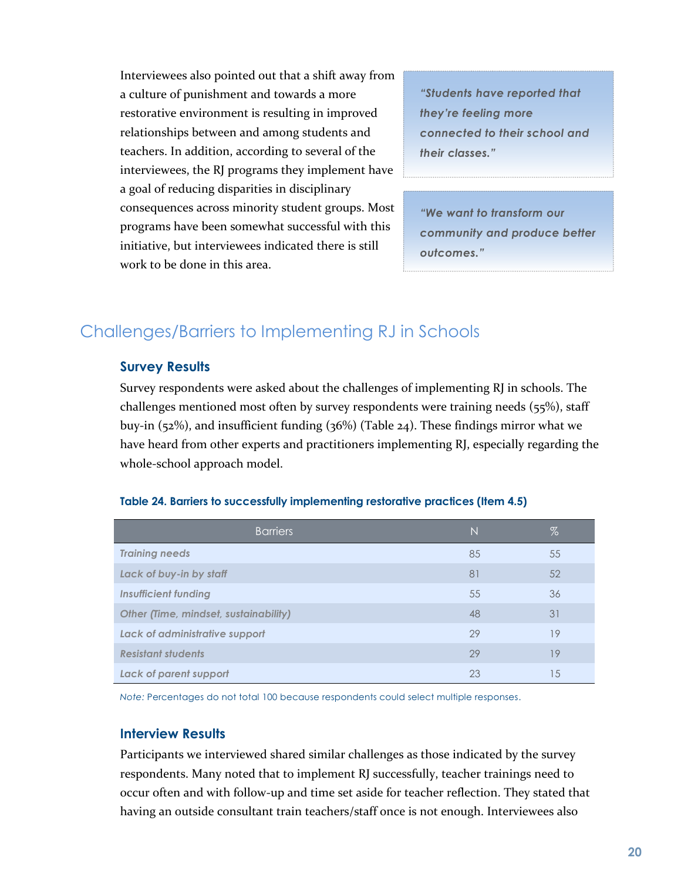Interviewees also pointed out that a shift away from a culture of punishment and towards a more restorative environment is resulting in improved relationships between and among students and teachers. In addition, according to several of the interviewees, the RJ programs they implement have a goal of reducing disparities in disciplinary consequences across minority student groups. Most programs have been somewhat successful with this initiative, but interviewees indicated there is still work to be done in this area.

> *"Students have reported that they're feeling more connected to their school and their classes."*

> *"We want to transform our community and produce better outcomes."*

## Challenges/Barriers to Implementing RJ in Schools

### Survey Results

Survey respondents were asked about the challenges of implementing RJ in schools. The challenges mentioned most often by survey respondents were training needs (55%), staff buy-in (52%), and insufficient funding (36%) (Table 24). These findings mirror what we have heard from other experts and practitioners implementing RJ, especially regarding the whole-school approach model.

**Table 24. Barriers to successfully implementing restorative practices (Item 4.5)**

| Barriers | N | % |
|---|---|---|
| *Training needs* | 85 | 55 |
| *Lack of buy-in by staff* | 81 | 52 |
| *Insufficient funding* | 55 | 36 |
| *Other (Time, mindset, sustainability)* | 48 | 31 |
| *Lack of administrative support* | 29 | 19 |
| *Resistant students* | 29 | 19 |
| *Lack of parent support* | 23 | 15 |

*Note:* Percentages do not total 100 because respondents could select multiple responses.

### Interview Results

Participants we interviewed shared similar challenges as those indicated by the survey respondents. Many noted that to implement RJ successfully, teacher trainings need to occur often and with follow-up and time set aside for teacher reflection. They stated that having an outside consultant train teachers/staff once is not enough. Interviewees also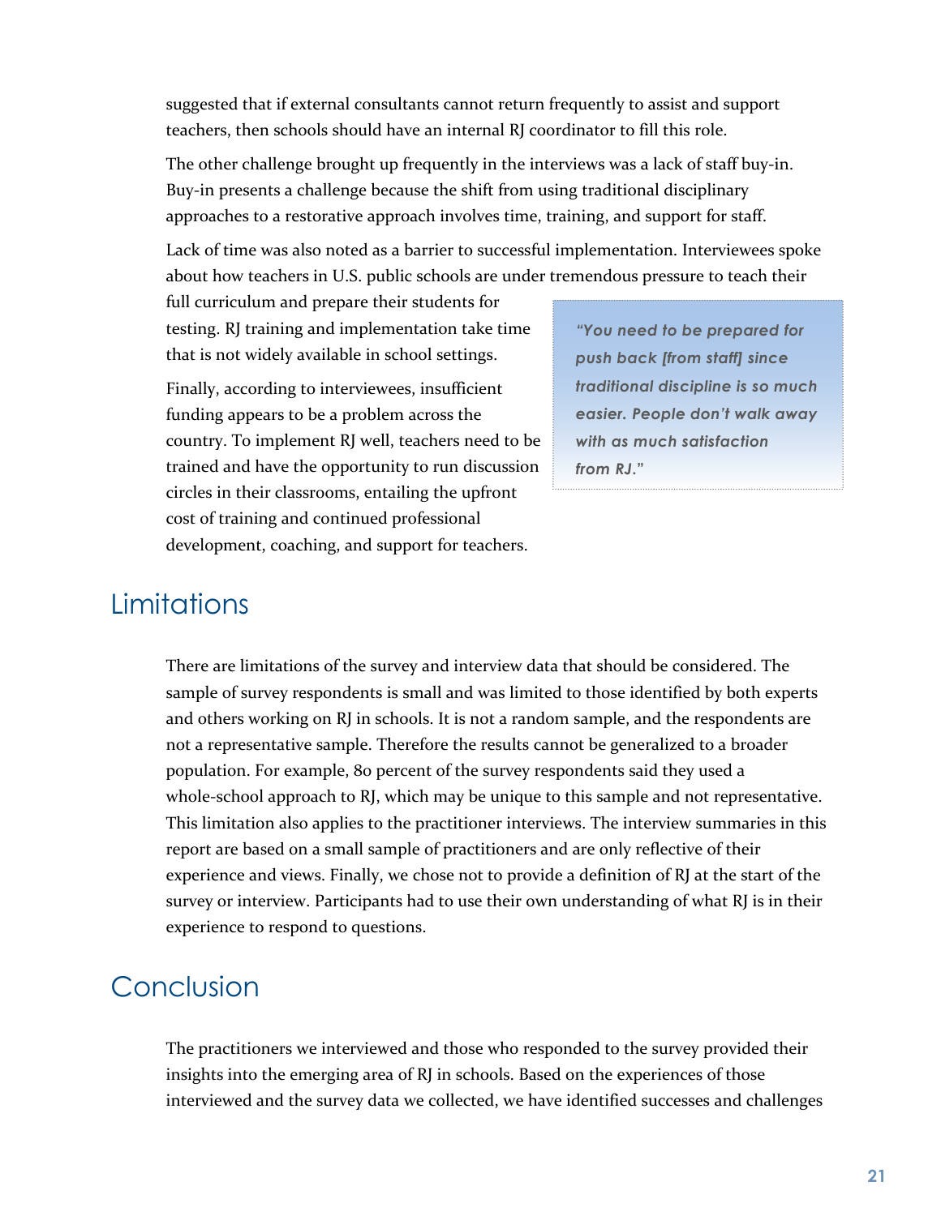suggested that if external consultants cannot return frequently to assist and support teachers, then schools should have an internal RJ coordinator to fill this role.

The other challenge brought up frequently in the interviews was a lack of staff buy-in. Buy-in presents a challenge because the shift from using traditional disciplinary approaches to a restorative approach involves time, training, and support for staff.

Lack of time was also noted as a barrier to successful implementation. Interviewees spoke about how teachers in U.S. public schools are under tremendous pressure to teach their full curriculum and prepare their students for testing. RJ training and implementation take time that is not widely available in school settings.

Finally, according to interviewees, insufficient funding appears to be a problem across the country. To implement RJ well, teachers need to be trained and have the opportunity to run discussion circles in their classrooms, entailing the upfront cost of training and continued professional development, coaching, and support for teachers.

> ***"You need to be prepared for push back [from staff] since traditional discipline is so much easier. People don't walk away with as much satisfaction from RJ."***

## Limitations

There are limitations of the survey and interview data that should be considered. The sample of survey respondents is small and was limited to those identified by both experts and others working on RJ in schools. It is not a random sample, and the respondents are not a representative sample. Therefore the results cannot be generalized to a broader population. For example, 80 percent of the survey respondents said they used a whole-school approach to RJ, which may be unique to this sample and not representative. This limitation also applies to the practitioner interviews. The interview summaries in this report are based on a small sample of practitioners and are only reflective of their experience and views. Finally, we chose not to provide a definition of RJ at the start of the survey or interview. Participants had to use their own understanding of what RJ is in their experience to respond to questions.

## Conclusion

The practitioners we interviewed and those who responded to the survey provided their insights into the emerging area of RJ in schools. Based on the experiences of those interviewed and the survey data we collected, we have identified successes and challenges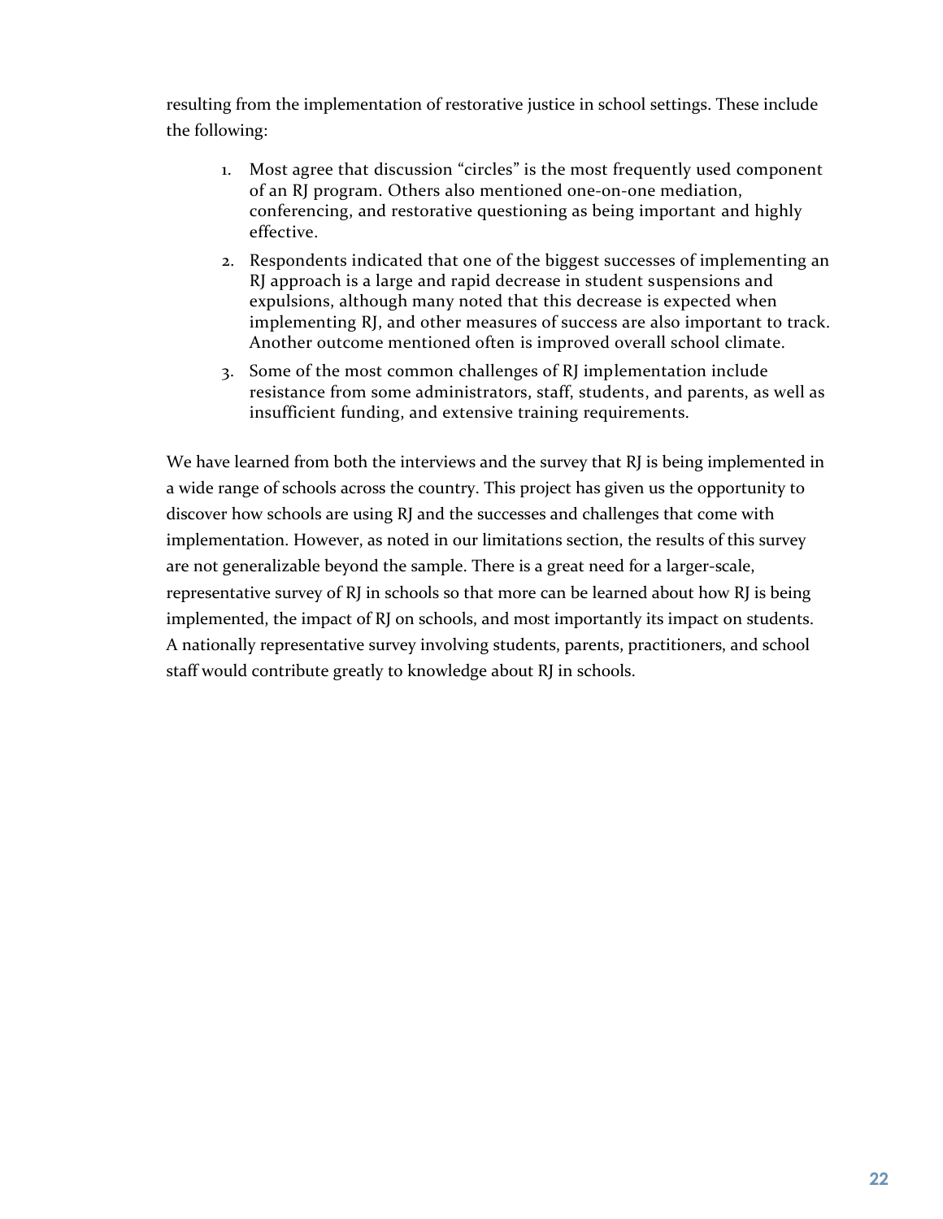resulting from the implementation of restorative justice in school settings. These include the following:

1. Most agree that discussion "circles" is the most frequently used component of an RJ program. Others also mentioned one-on-one mediation, conferencing, and restorative questioning as being important and highly effective.
2. Respondents indicated that one of the biggest successes of implementing an RJ approach is a large and rapid decrease in student suspensions and expulsions, although many noted that this decrease is expected when implementing RJ, and other measures of success are also important to track. Another outcome mentioned often is improved overall school climate.
3. Some of the most common challenges of RJ implementation include resistance from some administrators, staff, students, and parents, as well as insufficient funding, and extensive training requirements.

We have learned from both the interviews and the survey that RJ is being implemented in a wide range of schools across the country. This project has given us the opportunity to discover how schools are using RJ and the successes and challenges that come with implementation. However, as noted in our limitations section, the results of this survey are not generalizable beyond the sample. There is a great need for a larger-scale, representative survey of RJ in schools so that more can be learned about how RJ is being implemented, the impact of RJ on schools, and most importantly its impact on students. A nationally representative survey involving students, parents, practitioners, and school staff would contribute greatly to knowledge about RJ in schools.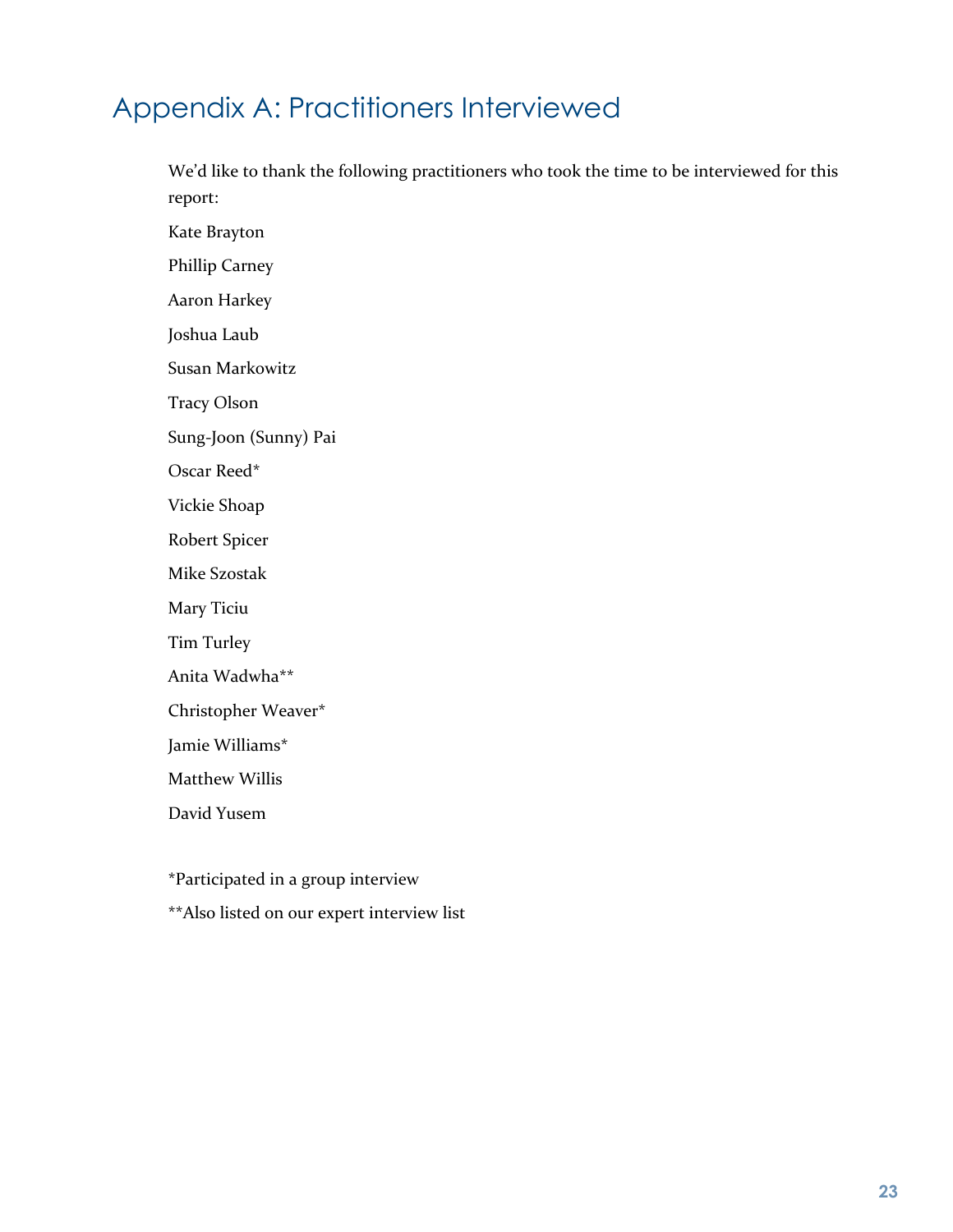# Appendix A: Practitioners Interviewed

We'd like to thank the following practitioners who took the time to be interviewed for this report:

Kate Brayton

Phillip Carney

Aaron Harkey

Joshua Laub

Susan Markowitz

Tracy Olson

Sung-Joon (Sunny) Pai

Oscar Reed*

Vickie Shoap

Robert Spicer

Mike Szostak

Mary Ticiu

Tim Turley

Anita Wadwha**

Christopher Weaver*

Jamie Williams*

Matthew Willis

David Yusem

*Participated in a group interview

**Also listed on our expert interview list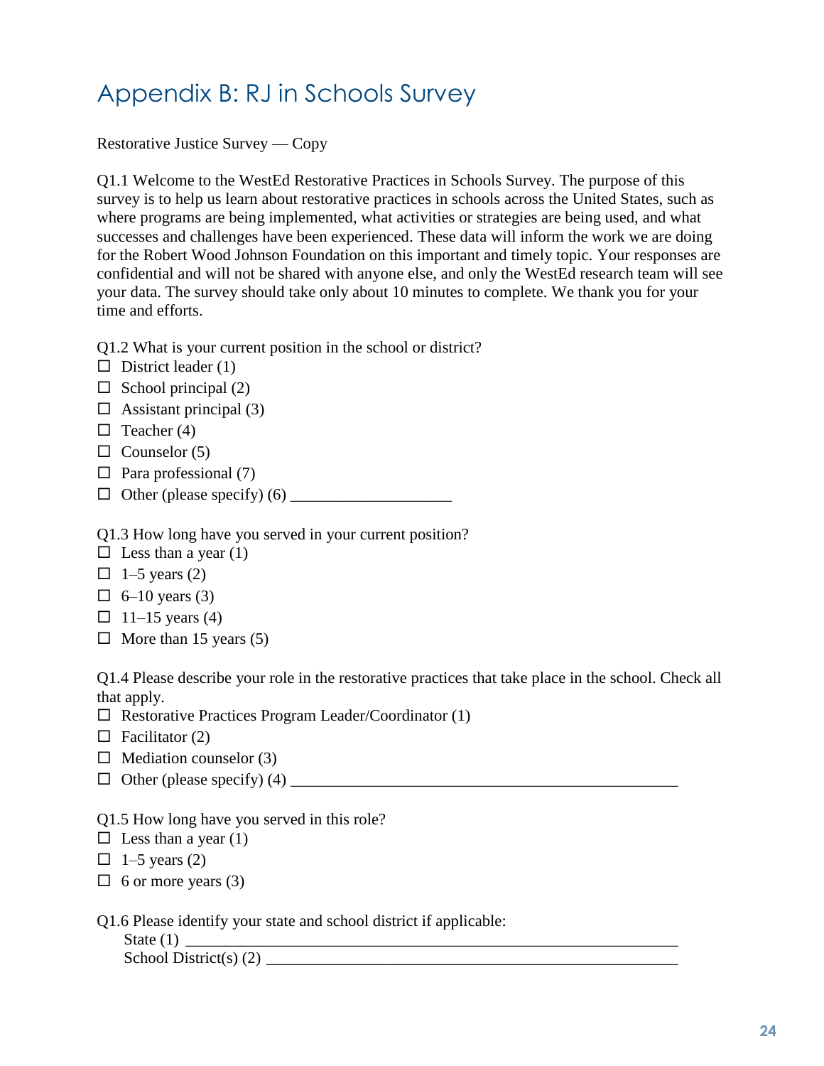# Appendix B: RJ in Schools Survey

Restorative Justice Survey — Copy

Q1.1 Welcome to the WestEd Restorative Practices in Schools Survey. The purpose of this survey is to help us learn about restorative practices in schools across the United States, such as where programs are being implemented, what activities or strategies are being used, and what successes and challenges have been experienced. These data will inform the work we are doing for the Robert Wood Johnson Foundation on this important and timely topic. Your responses are confidential and will not be shared with anyone else, and only the WestEd research team will see your data. The survey should take only about 10 minutes to complete. We thank you for your time and efforts.

Q1.2 What is your current position in the school or district?

- ☐ District leader (1)
- ☐ School principal (2)
- ☐ Assistant principal (3)
- ☐ Teacher (4)
- ☐ Counselor (5)
- ☐ Para professional (7)
- ☐ Other (please specify) (6) ____________________

Q1.3 How long have you served in your current position?

- ☐ Less than a year (1)
- ☐ 1–5 years (2)
- ☐ 6–10 years (3)
- ☐ 11–15 years (4)
- ☐ More than 15 years (5)

Q1.4 Please describe your role in the restorative practices that take place in the school. Check all that apply.

- ☐ Restorative Practices Program Leader/Coordinator (1)
- ☐ Facilitator (2)
- ☐ Mediation counselor (3)
- ☐ Other (please specify) (4) ________________________________________________

Q1.5 How long have you served in this role?

- ☐ Less than a year (1)
- ☐ 1–5 years (2)
- ☐ 6 or more years (3)

Q1.6 Please identify your state and school district if applicable:

State (1) ________________________________________________________________

School District(s) (2) ______________________________________________________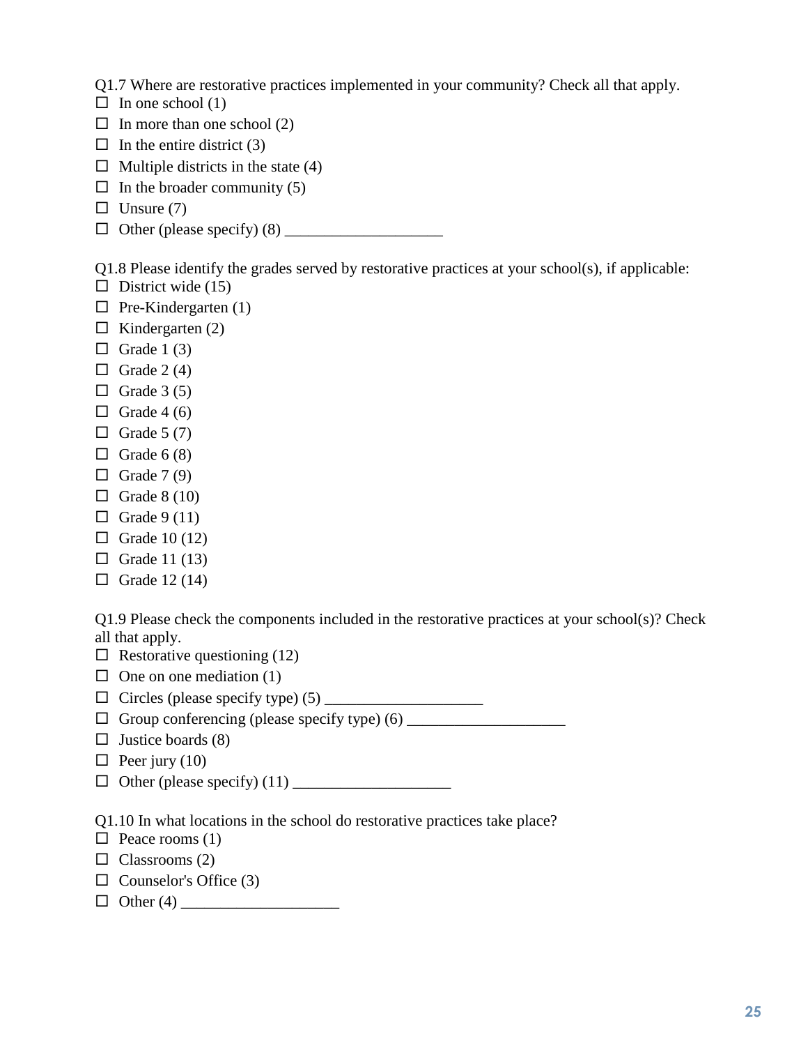Q1.7 Where are restorative practices implemented in your community? Check all that apply.

- ☐ In one school (1)
- ☐ In more than one school (2)
- ☐ In the entire district (3)
- ☐ Multiple districts in the state (4)
- ☐ In the broader community (5)
- ☐ Unsure (7)
- ☐ Other (please specify) (8) ____________________

Q1.8 Please identify the grades served by restorative practices at your school(s), if applicable:

- ☐ District wide (15)
- ☐ Pre-Kindergarten (1)
- ☐ Kindergarten (2)
- ☐ Grade 1 (3)
- ☐ Grade 2 (4)
- ☐ Grade 3 (5)
- ☐ Grade 4 (6)
- ☐ Grade 5 (7)
- ☐ Grade 6 (8)
- ☐ Grade 7 (9)
- ☐ Grade 8 (10)
- ☐ Grade 9 (11)
- ☐ Grade 10 (12)
- ☐ Grade 11 (13)
- ☐ Grade 12 (14)

Q1.9 Please check the components included in the restorative practices at your school(s)? Check all that apply.

- ☐ Restorative questioning (12)
- ☐ One on one mediation (1)
- ☐ Circles (please specify type) (5) ____________________
- ☐ Group conferencing (please specify type) (6) ____________________
- ☐ Justice boards (8)
- ☐ Peer jury (10)
- ☐ Other (please specify) (11) ____________________

Q1.10 In what locations in the school do restorative practices take place?

- ☐ Peace rooms (1)
- ☐ Classrooms (2)
- ☐ Counselor's Office (3)
- ☐ Other (4) ____________________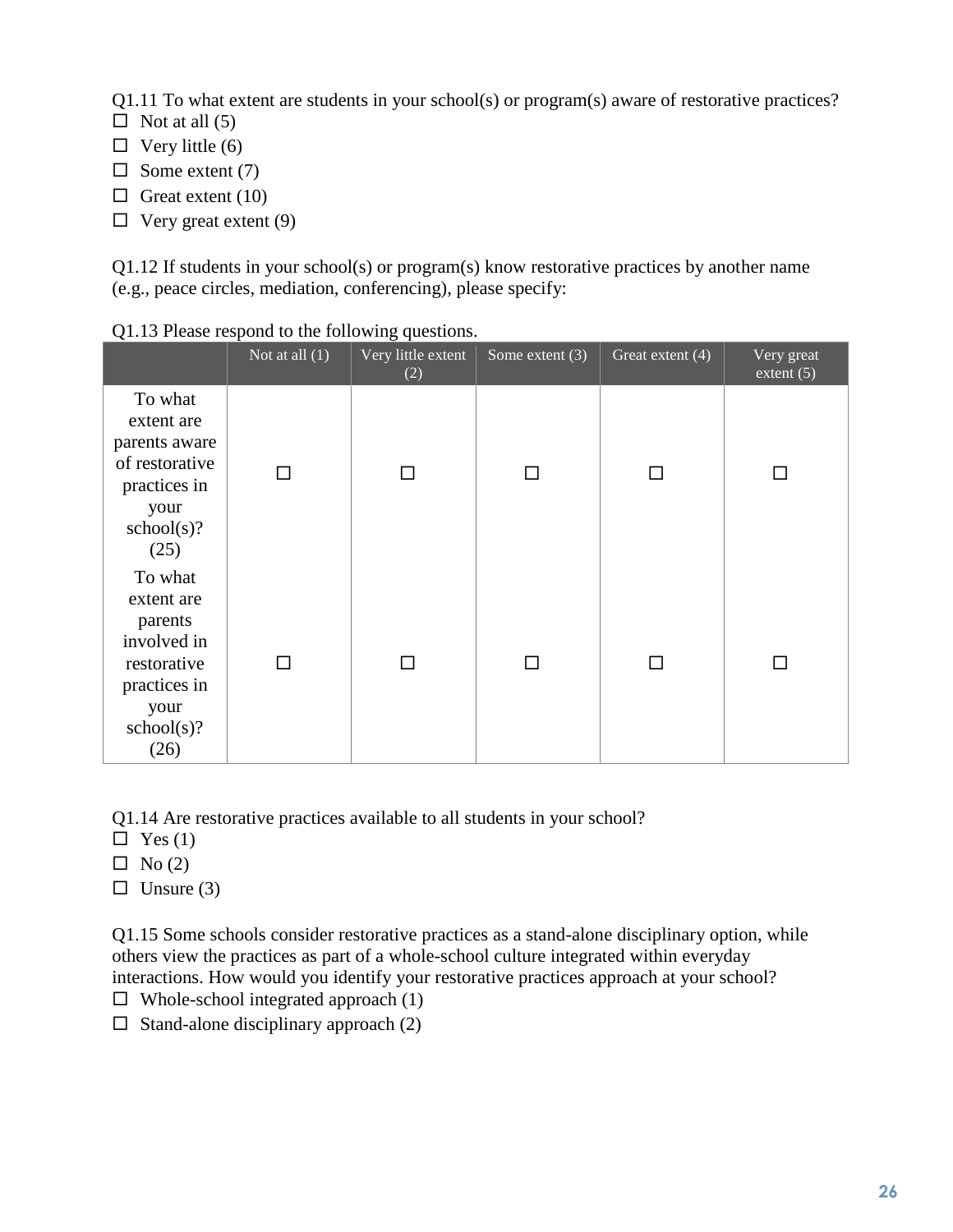Q1.11 To what extent are students in your school(s) or program(s) aware of restorative practices?

- ☐ Not at all (5)
- ☐ Very little (6)
- ☐ Some extent (7)
- ☐ Great extent (10)
- ☐ Very great extent (9)

Q1.12 If students in your school(s) or program(s) know restorative practices by another name (e.g., peace circles, mediation, conferencing), please specify:

Q1.13 Please respond to the following questions.

| | Not at all (1) | Very little extent (2) | Some extent (3) | Great extent (4) | Very great extent (5) |
|---|---|---|---|---|---|
| To what extent are parents aware of restorative practices in your school(s)? (25) | ☐ | ☐ | ☐ | ☐ | ☐ |
| To what extent are parents involved in restorative practices in your school(s)? (26) | ☐ | ☐ | ☐ | ☐ | ☐ |

Q1.14 Are restorative practices available to all students in your school?

- ☐ Yes (1)
- ☐ No (2)
- ☐ Unsure (3)

Q1.15 Some schools consider restorative practices as a stand-alone disciplinary option, while others view the practices as part of a whole-school culture integrated within everyday interactions. How would you identify your restorative practices approach at your school?

- ☐ Whole-school integrated approach (1)
- ☐ Stand-alone disciplinary approach (2)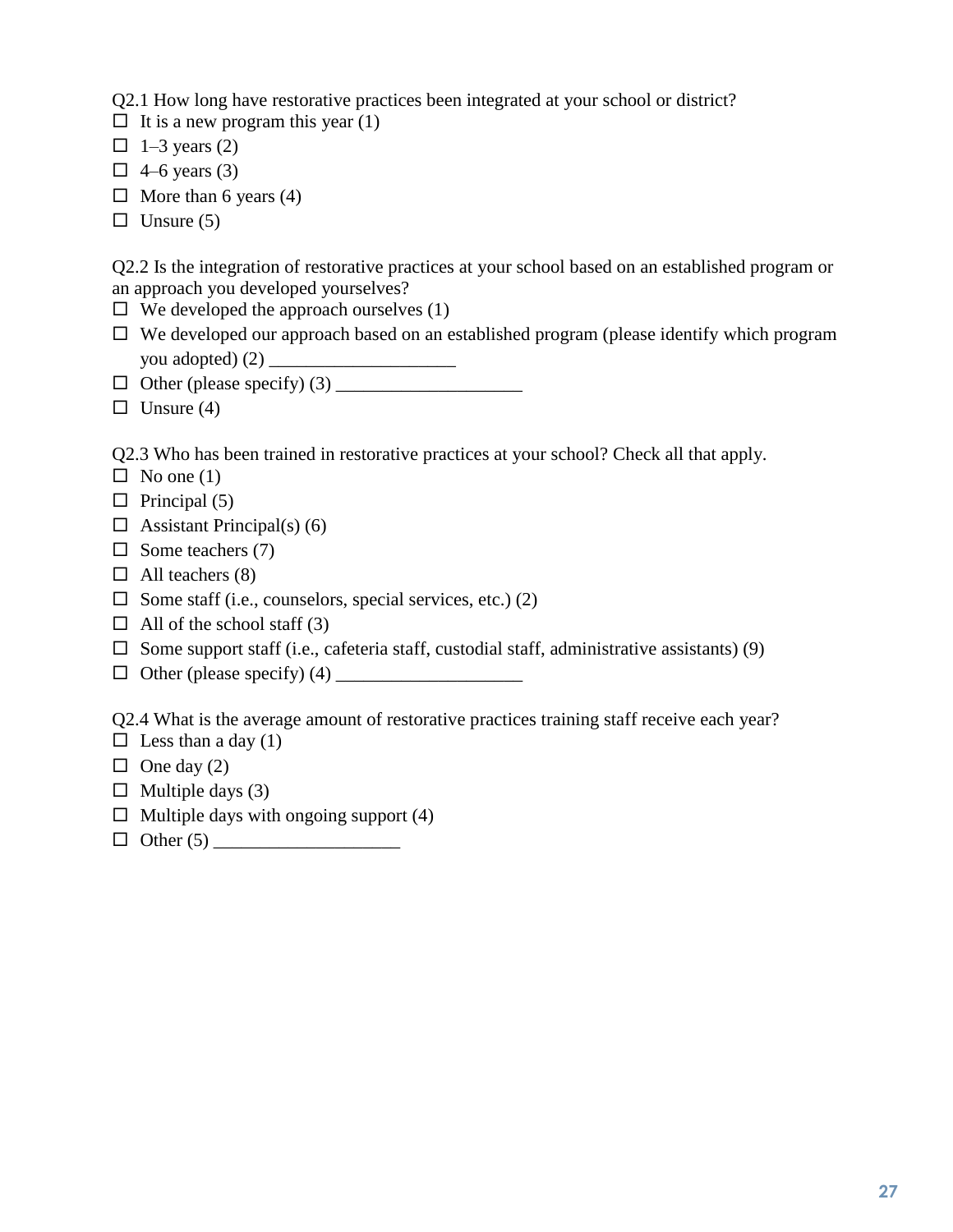Q2.1 How long have restorative practices been integrated at your school or district?

- ☐ It is a new program this year (1)
- ☐ 1–3 years (2)
- ☐ 4–6 years (3)
- ☐ More than 6 years (4)
- ☐ Unsure (5)

Q2.2 Is the integration of restorative practices at your school based on an established program or an approach you developed yourselves?

- ☐ We developed the approach ourselves (1)
- ☐ We developed our approach based on an established program (please identify which program you adopted) (2) ____________________
- ☐ Other (please specify) (3) ____________________
- ☐ Unsure (4)

Q2.3 Who has been trained in restorative practices at your school? Check all that apply.

- ☐ No one (1)
- ☐ Principal (5)
- ☐ Assistant Principal(s) (6)
- ☐ Some teachers (7)
- ☐ All teachers (8)
- ☐ Some staff (i.e., counselors, special services, etc.) (2)
- ☐ All of the school staff (3)
- ☐ Some support staff (i.e., cafeteria staff, custodial staff, administrative assistants) (9)
- ☐ Other (please specify) (4) ____________________

Q2.4 What is the average amount of restorative practices training staff receive each year?

- ☐ Less than a day (1)
- ☐ One day (2)
- ☐ Multiple days (3)
- ☐ Multiple days with ongoing support (4)
- ☐ Other (5) ____________________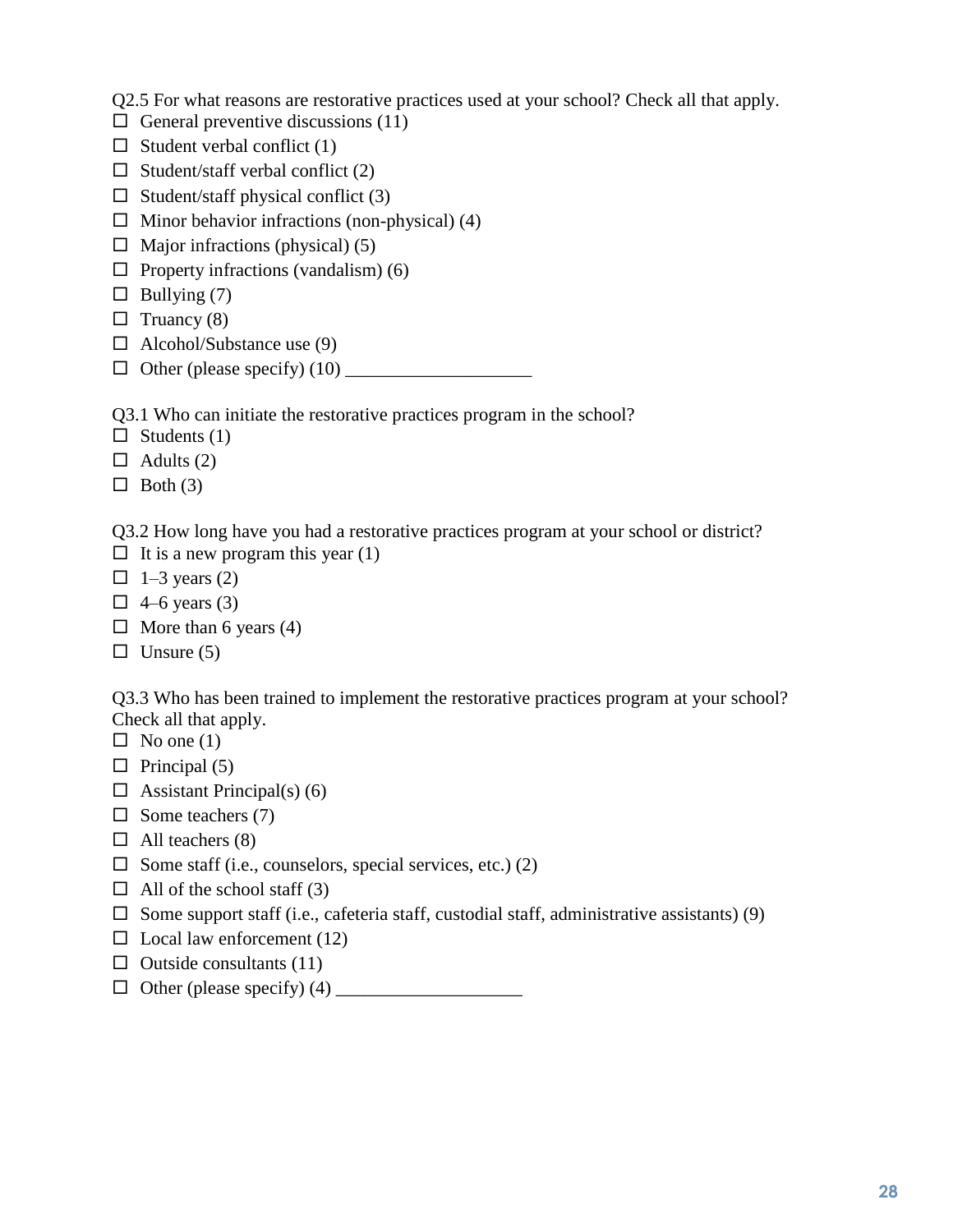Q2.5 For what reasons are restorative practices used at your school? Check all that apply.

- ☐ General preventive discussions (11)
- ☐ Student verbal conflict (1)
- ☐ Student/staff verbal conflict (2)
- ☐ Student/staff physical conflict (3)
- ☐ Minor behavior infractions (non-physical) (4)
- ☐ Major infractions (physical) (5)
- ☐ Property infractions (vandalism) (6)
- ☐ Bullying (7)
- ☐ Truancy (8)
- ☐ Alcohol/Substance use (9)
- ☐ Other (please specify) (10) ____________________

Q3.1 Who can initiate the restorative practices program in the school?

- ☐ Students (1)
- ☐ Adults (2)
- ☐ Both (3)

Q3.2 How long have you had a restorative practices program at your school or district?

- ☐ It is a new program this year (1)
- ☐ 1–3 years (2)
- ☐ 4–6 years (3)
- ☐ More than 6 years (4)
- ☐ Unsure (5)

Q3.3 Who has been trained to implement the restorative practices program at your school? Check all that apply.

- ☐ No one (1)
- ☐ Principal (5)
- ☐ Assistant Principal(s) (6)
- ☐ Some teachers (7)
- ☐ All teachers (8)
- ☐ Some staff (i.e., counselors, special services, etc.) (2)
- ☐ All of the school staff (3)
- ☐ Some support staff (i.e., cafeteria staff, custodial staff, administrative assistants) (9)
- ☐ Local law enforcement (12)
- ☐ Outside consultants (11)
- ☐ Other (please specify) (4) ____________________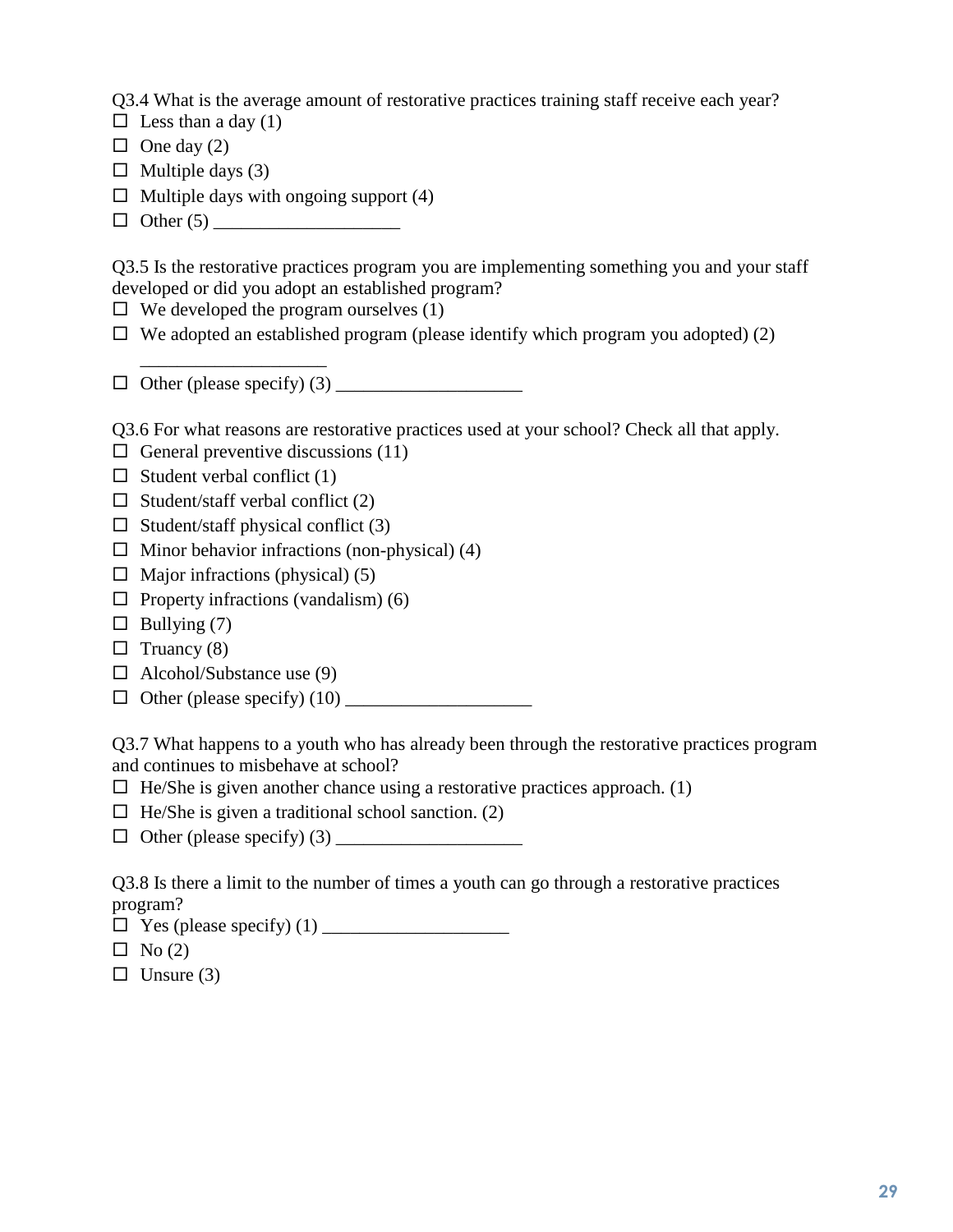Q3.4 What is the average amount of restorative practices training staff receive each year?

- ☐ Less than a day (1)
- ☐ One day (2)
- ☐ Multiple days (3)
- ☐ Multiple days with ongoing support (4)
- ☐ Other (5) ____________________

Q3.5 Is the restorative practices program you are implementing something you and your staff developed or did you adopt an established program?

- ☐ We developed the program ourselves (1)
- ☐ We adopted an established program (please identify which program you adopted) (2) ____________________
- ☐ Other (please specify) (3) ____________________

Q3.6 For what reasons are restorative practices used at your school? Check all that apply.

- ☐ General preventive discussions (11)
- ☐ Student verbal conflict (1)
- ☐ Student/staff verbal conflict (2)
- ☐ Student/staff physical conflict (3)
- ☐ Minor behavior infractions (non-physical) (4)
- ☐ Major infractions (physical) (5)
- ☐ Property infractions (vandalism) (6)
- ☐ Bullying (7)
- ☐ Truancy (8)
- ☐ Alcohol/Substance use (9)
- ☐ Other (please specify) (10) ____________________

Q3.7 What happens to a youth who has already been through the restorative practices program and continues to misbehave at school?

- ☐ He/She is given another chance using a restorative practices approach. (1)
- ☐ He/She is given a traditional school sanction. (2)
- ☐ Other (please specify) (3) ____________________

Q3.8 Is there a limit to the number of times a youth can go through a restorative practices program?

- ☐ Yes (please specify) (1) ____________________
- ☐ No (2)
- ☐ Unsure (3)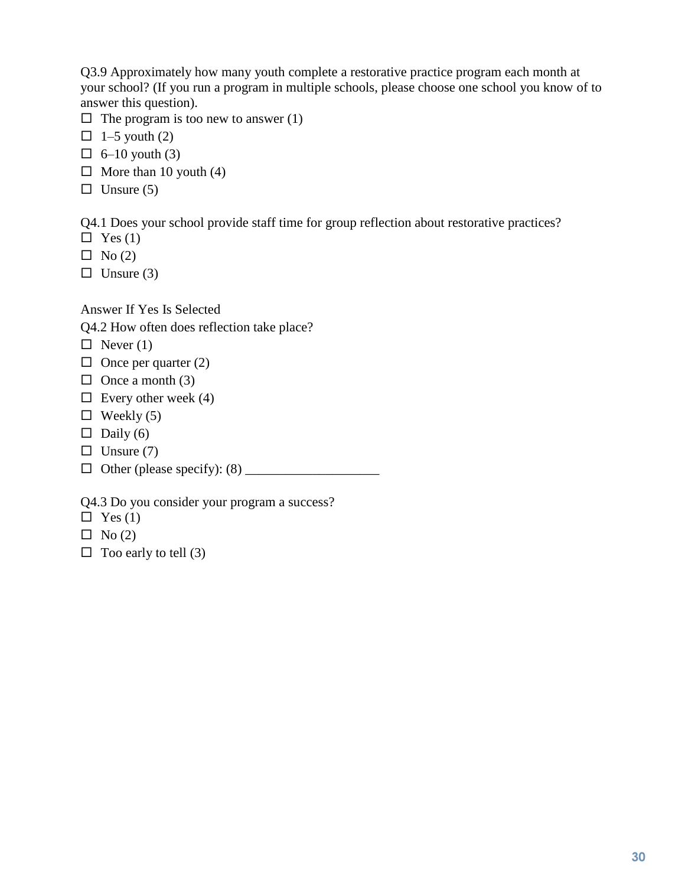Q3.9 Approximately how many youth complete a restorative practice program each month at your school? (If you run a program in multiple schools, please choose one school you know of to answer this question).

- ☐ The program is too new to answer (1)
- ☐ 1–5 youth (2)
- ☐ 6–10 youth (3)
- ☐ More than 10 youth (4)
- ☐ Unsure (5)

Q4.1 Does your school provide staff time for group reflection about restorative practices?

- ☐ Yes (1)
- ☐ No (2)
- ☐ Unsure (3)

Answer If Yes Is Selected

Q4.2 How often does reflection take place?

- ☐ Never (1)
- ☐ Once per quarter (2)
- ☐ Once a month (3)
- ☐ Every other week (4)
- ☐ Weekly (5)
- ☐ Daily (6)
- ☐ Unsure (7)
- ☐ Other (please specify): (8) ____________________

Q4.3 Do you consider your program a success?

- ☐ Yes (1)
- ☐ No (2)
- ☐ Too early to tell (3)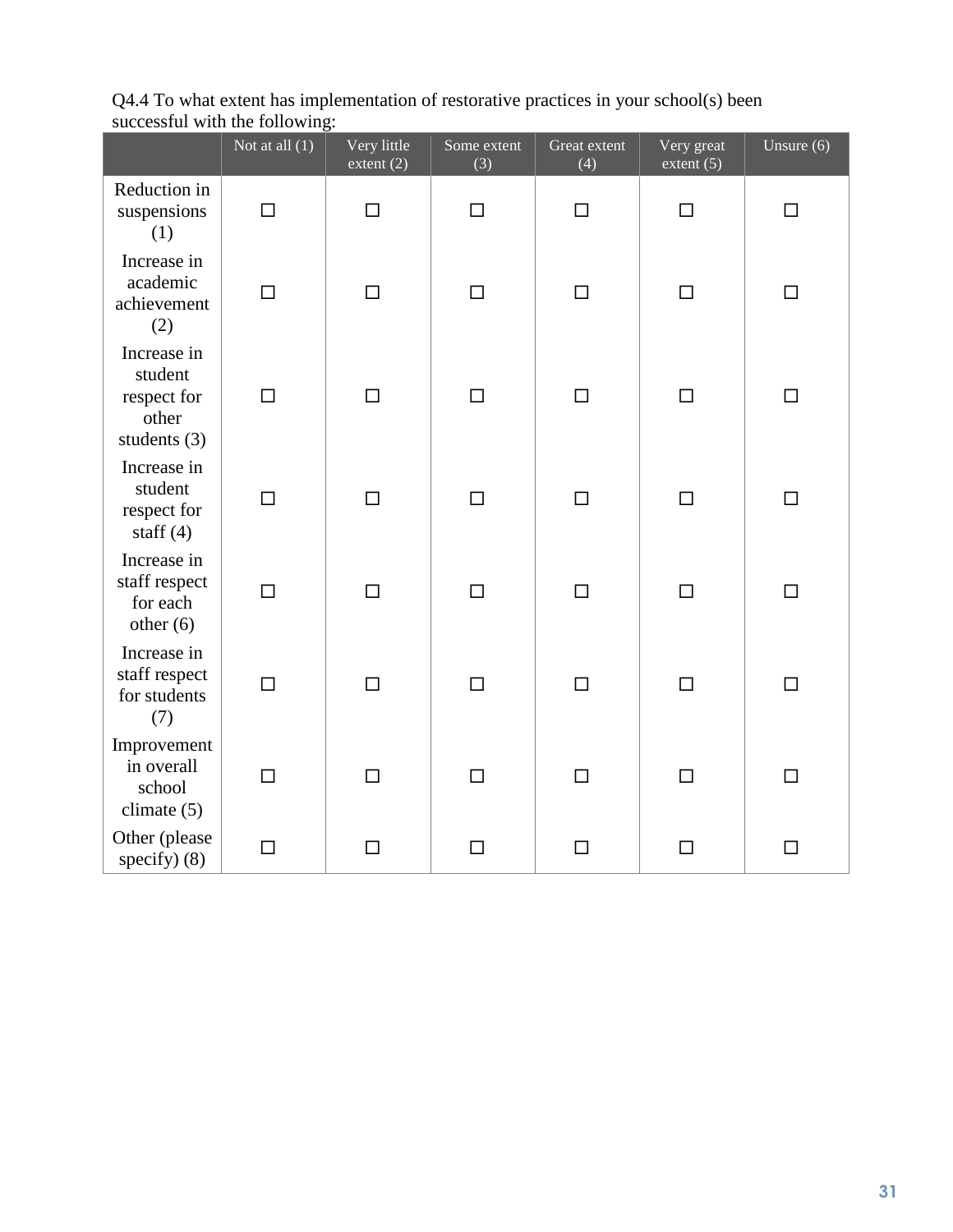Q4.4 To what extent has implementation of restorative practices in your school(s) been successful with the following:

| | Not at all (1) | Very little extent (2) | Some extent (3) | Great extent (4) | Very great extent (5) | Unsure (6) |
|---|---|---|---|---|---|---|
| Reduction in suspensions (1) | ☐ | ☐ | ☐ | ☐ | ☐ | ☐ |
| Increase in academic achievement (2) | ☐ | ☐ | ☐ | ☐ | ☐ | ☐ |
| Increase in student respect for other students (3) | ☐ | ☐ | ☐ | ☐ | ☐ | ☐ |
| Increase in student respect for staff (4) | ☐ | ☐ | ☐ | ☐ | ☐ | ☐ |
| Increase in staff respect for each other (6) | ☐ | ☐ | ☐ | ☐ | ☐ | ☐ |
| Increase in staff respect for students (7) | ☐ | ☐ | ☐ | ☐ | ☐ | ☐ |
| Improvement in overall school climate (5) | ☐ | ☐ | ☐ | ☐ | ☐ | ☐ |
| Other (please specify) (8) | ☐ | ☐ | ☐ | ☐ | ☐ | ☐ |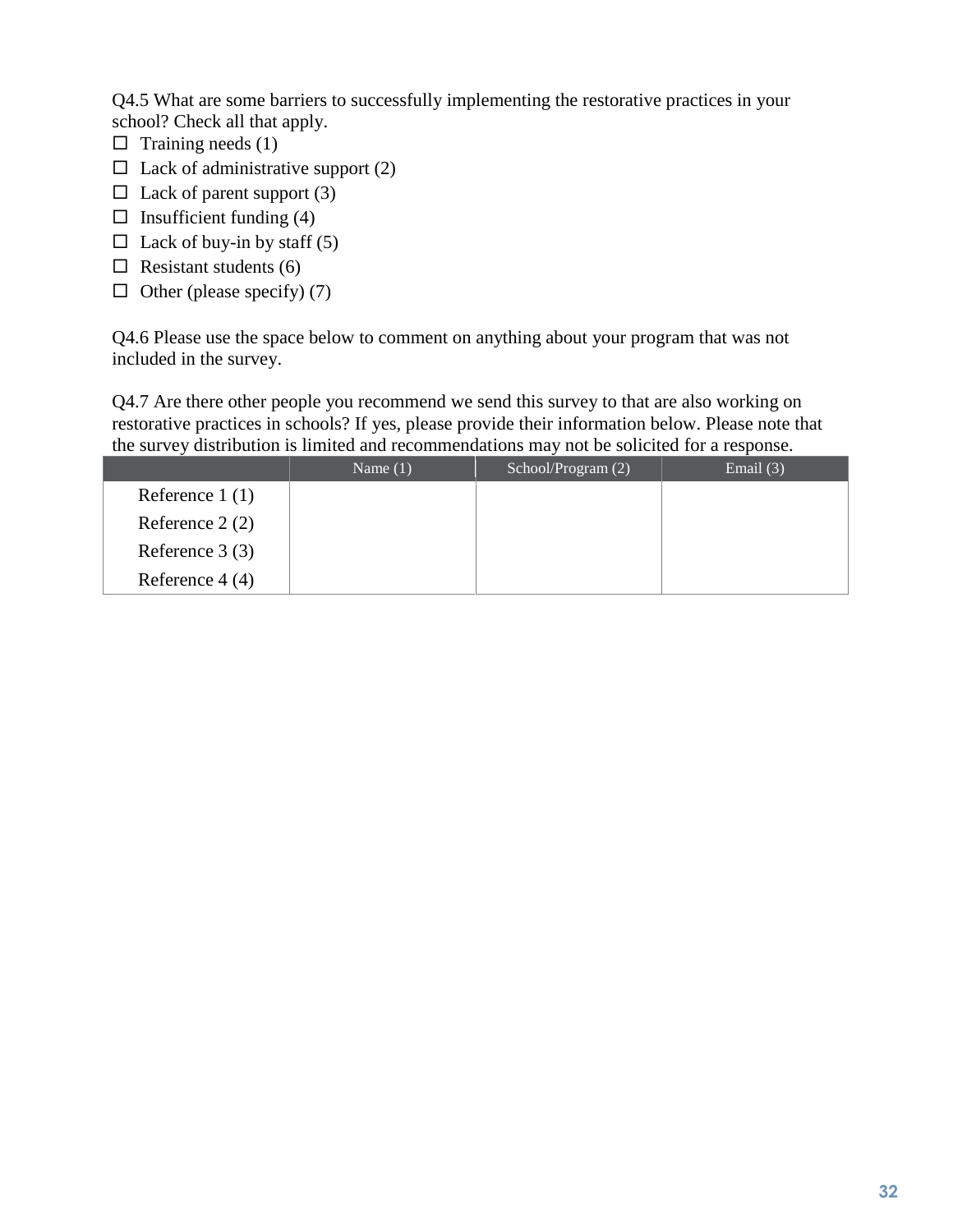Q4.5 What are some barriers to successfully implementing the restorative practices in your school? Check all that apply.

- ☐ Training needs (1)
- ☐ Lack of administrative support (2)
- ☐ Lack of parent support (3)
- ☐ Insufficient funding (4)
- ☐ Lack of buy-in by staff (5)
- ☐ Resistant students (6)
- ☐ Other (please specify) (7)

Q4.6 Please use the space below to comment on anything about your program that was not included in the survey.

Q4.7 Are there other people you recommend we send this survey to that are also working on restorative practices in schools? If yes, please provide their information below. Please note that the survey distribution is limited and recommendations may not be solicited for a response.

| | Name (1) | School/Program (2) | Email (3) |
|---|---|---|---|
| Reference 1 (1) | | | |
| Reference 2 (2) | | | |
| Reference 3 (3) | | | |
| Reference 4 (4) | | | |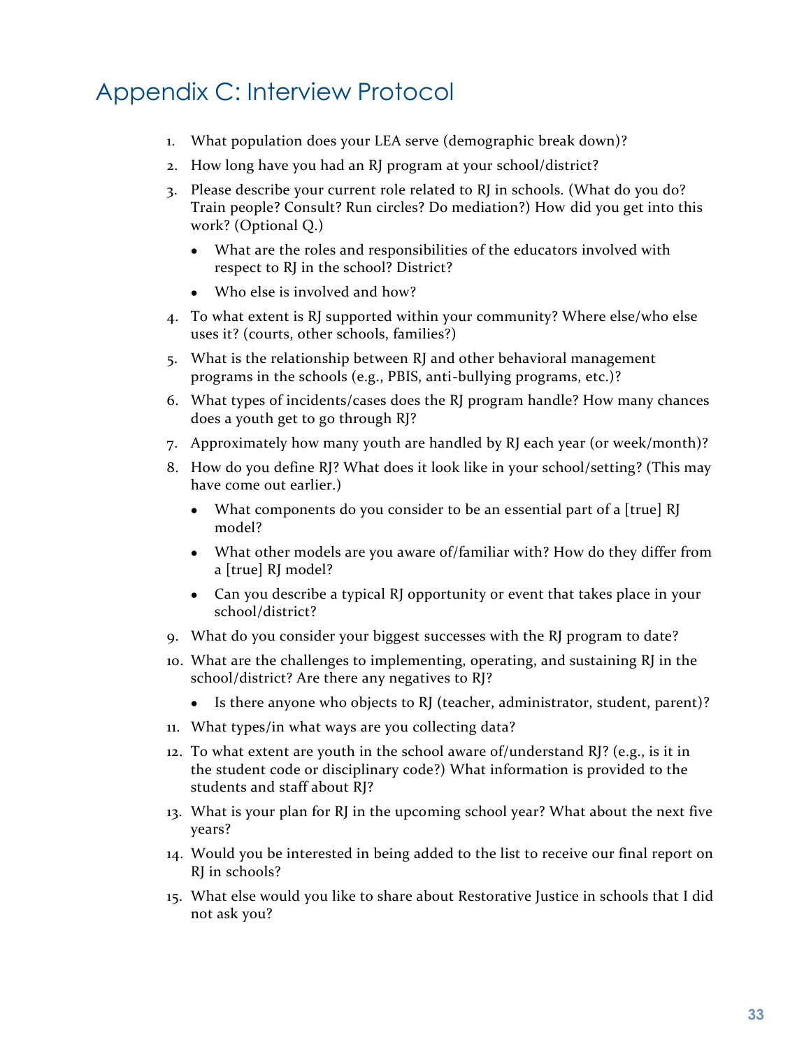# Appendix C: Interview Protocol

1. What population does your LEA serve (demographic break down)?
2. How long have you had an RJ program at your school/district?
3. Please describe your current role related to RJ in schools. (What do you do? Train people? Consult? Run circles? Do mediation?) How did you get into this work? (Optional Q.)
   - What are the roles and responsibilities of the educators involved with respect to RJ in the school? District?
   - Who else is involved and how?
4. To what extent is RJ supported within your community? Where else/who else uses it? (courts, other schools, families?)
5. What is the relationship between RJ and other behavioral management programs in the schools (e.g., PBIS, anti-bullying programs, etc.)?
6. What types of incidents/cases does the RJ program handle? How many chances does a youth get to go through RJ?
7. Approximately how many youth are handled by RJ each year (or week/month)?
8. How do you define RJ? What does it look like in your school/setting? (This may have come out earlier.)
   - What components do you consider to be an essential part of a [true] RJ model?
   - What other models are you aware of/familiar with? How do they differ from a [true] RJ model?
   - Can you describe a typical RJ opportunity or event that takes place in your school/district?
9. What do you consider your biggest successes with the RJ program to date?
10. What are the challenges to implementing, operating, and sustaining RJ in the school/district? Are there any negatives to RJ?
    - Is there anyone who objects to RJ (teacher, administrator, student, parent)?
11. What types/in what ways are you collecting data?
12. To what extent are youth in the school aware of/understand RJ? (e.g., is it in the student code or disciplinary code?) What information is provided to the students and staff about RJ?
13. What is your plan for RJ in the upcoming school year? What about the next five years?
14. Would you be interested in being added to the list to receive our final report on RJ in schools?
15. What else would you like to share about Restorative Justice in schools that I did not ask you?